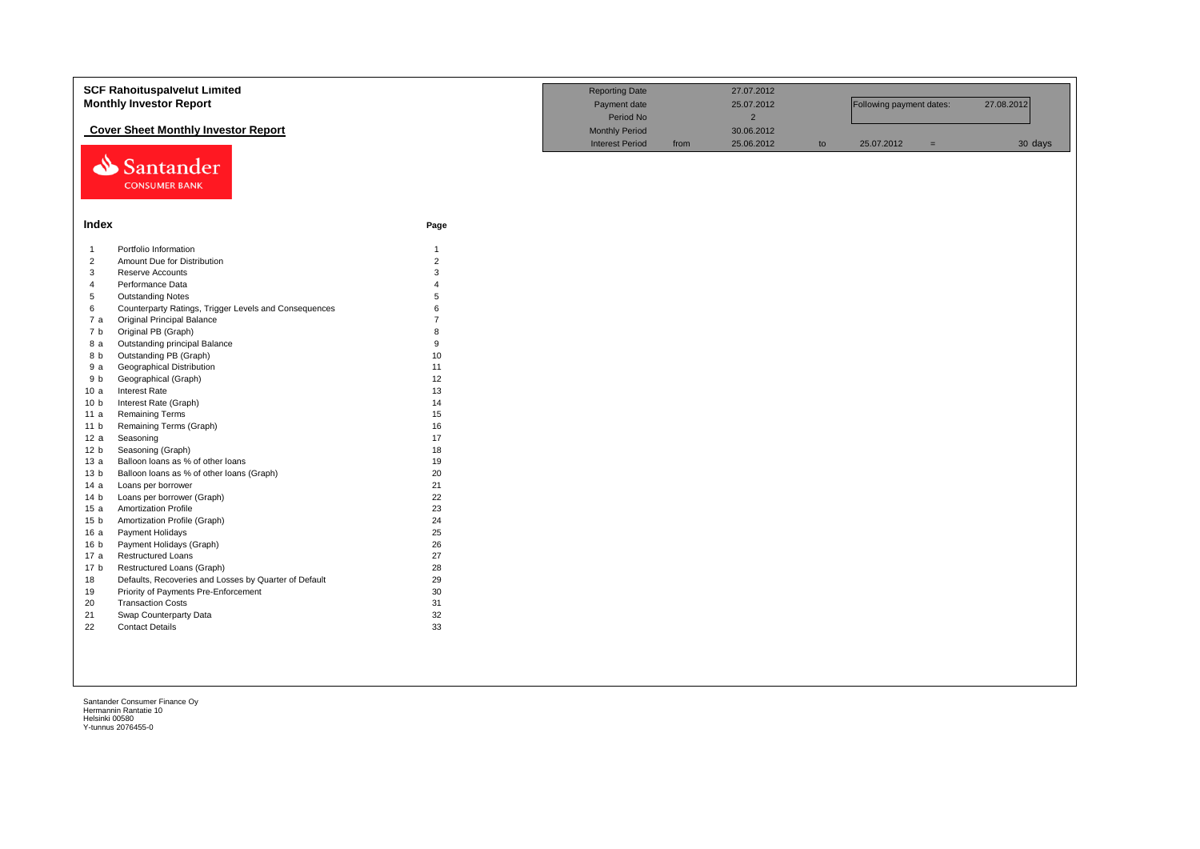# SCF Rahoituspalvelut Limited

## Monthly Investor Report

### Cover Sheet Monthly Investor Report

| | | | | | | |
|---|---|---|---|---|---|---|
| Reporting Date | | 27.07.2012 | | | | |
| Payment date | | 25.07.2012 | | Following payment dates: | | 27.08.2012 |
| Period No | | 2 | | | | |
| Monthly Period | | 30.06.2012 | | | | |
| Interest Period | from | 25.06.2012 | to | 25.07.2012 | = | 30 days |

Santander CONSUMER BANK

## Index

| | | Page |
|---|---|---|
| 1 | Portfolio Information | 1 |
| 2 | Amount Due for Distribution | 2 |
| 3 | Reserve Accounts | 3 |
| 4 | Performance Data | 4 |
| 5 | Outstanding Notes | 5 |
| 6 | Counterparty Ratings, Trigger Levels and Consequences | 6 |
| 7 a | Original Principal Balance | 7 |
| 7 b | Original PB (Graph) | 8 |
| 8 a | Outstanding principal Balance | 9 |
| 8 b | Outstanding PB (Graph) | 10 |
| 9 a | Geographical Distribution | 11 |
| 9 b | Geographical (Graph) | 12 |
| 10 a | Interest Rate | 13 |
| 10 b | Interest Rate (Graph) | 14 |
| 11 a | Remaining Terms | 15 |
| 11 b | Remaining Terms (Graph) | 16 |
| 12 a | Seasoning | 17 |
| 12 b | Seasoning (Graph) | 18 |
| 13 a | Balloon loans as % of other loans | 19 |
| 13 b | Balloon loans as % of other loans (Graph) | 20 |
| 14 a | Loans per borrower | 21 |
| 14 b | Loans per borrower (Graph) | 22 |
| 15 a | Amortization Profile | 23 |
| 15 b | Amortization Profile (Graph) | 24 |
| 16 a | Payment Holidays | 25 |
| 16 b | Payment Holidays (Graph) | 26 |
| 17 a | Restructured Loans | 27 |
| 17 b | Restructured Loans (Graph) | 28 |
| 18 | Defaults, Recoveries and Losses by Quarter of Default | 29 |
| 19 | Priority of Payments Pre-Enforcement | 30 |
| 20 | Transaction Costs | 31 |
| 21 | Swap Counterparty Data | 32 |
| 22 | Contact Details | 33 |

Santander Consumer Finance Oy
Hermannin Rantatie 10
Helsinki 00580
Y-tunnus 2076455-0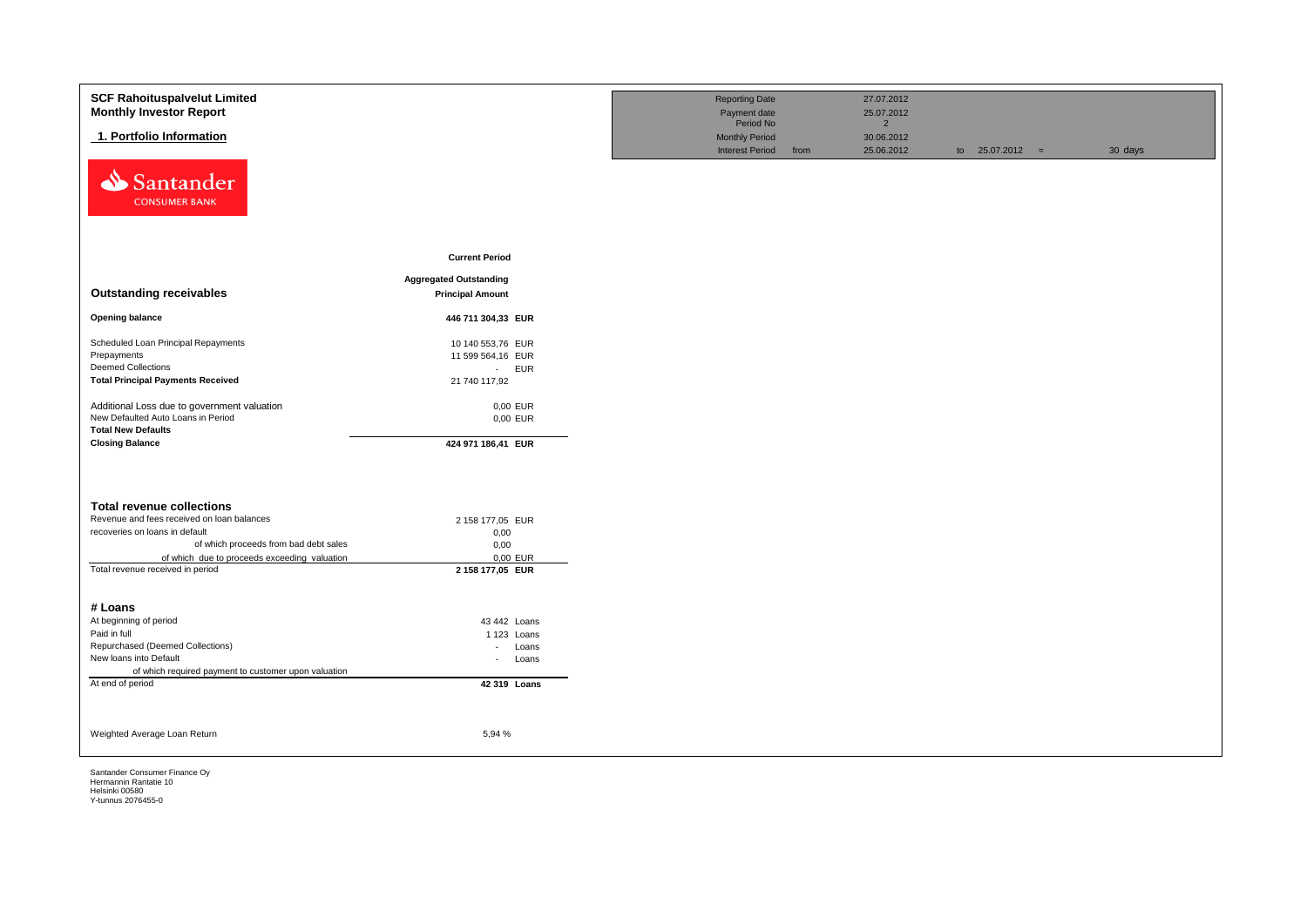# SCF Rahoituspalvelut Limited

## Monthly Investor Report

### 1. Portfolio Information

| | | | | | |
|---|---|---|---|---|---|
| Reporting Date | | 27.07.2012 | | | |
| Payment date | | 25.07.2012 | | | |
| Period No | | 2 | | | |
| Monthly Period | | 30.06.2012 | | | |
| Interest Period | from | 25.06.2012 | to 25.07.2012 | = | 30 days |

| Outstanding receivables | Current Period<br>Aggregated Outstanding Principal Amount | |
|---|---|---|
| **Opening balance** | **446 711 304,33** | **EUR** |
| Scheduled Loan Principal Repayments | 10 140 553,76 | EUR |
| Prepayments | 11 599 564,16 | EUR |
| Deemed Collections | - | EUR |
| **Total Principal Payments Received** | 21 740 117,92 | |
| Additional Loss due to government valuation | 0,00 | EUR |
| New Defaulted Auto Loans in Period | 0,00 | EUR |
| **Total New Defaults** | | |
| **Closing Balance** | **424 971 186,41** | **EUR** |

| Total revenue collections | | |
|---|---|---|
| Revenue and fees received on loan balances | 2 158 177,05 | EUR |
| recoveries on loans in default | 0,00 | |
| of which proceeds from bad debt sales | 0,00 | |
| of which due to proceeds exceeding valuation | 0,00 | EUR |
| Total revenue received in period | **2 158 177,05** | **EUR** |

| # Loans | | |
|---|---|---|
| At beginning of period | 43 442 | Loans |
| Paid in full | 1 123 | Loans |
| Repurchased (Deemed Collections) | - | Loans |
| New loans into Default | - | Loans |
| of which required payment to customer upon valuation | | |
| At end of period | **42 319** | **Loans** |

| | |
|---|---|
| Weighted Average Loan Return | 5,94 % |

Santander Consumer Finance Oy
Hermannin Rantatie 10
Helsinki 00580
Y-tunnus 2076455-0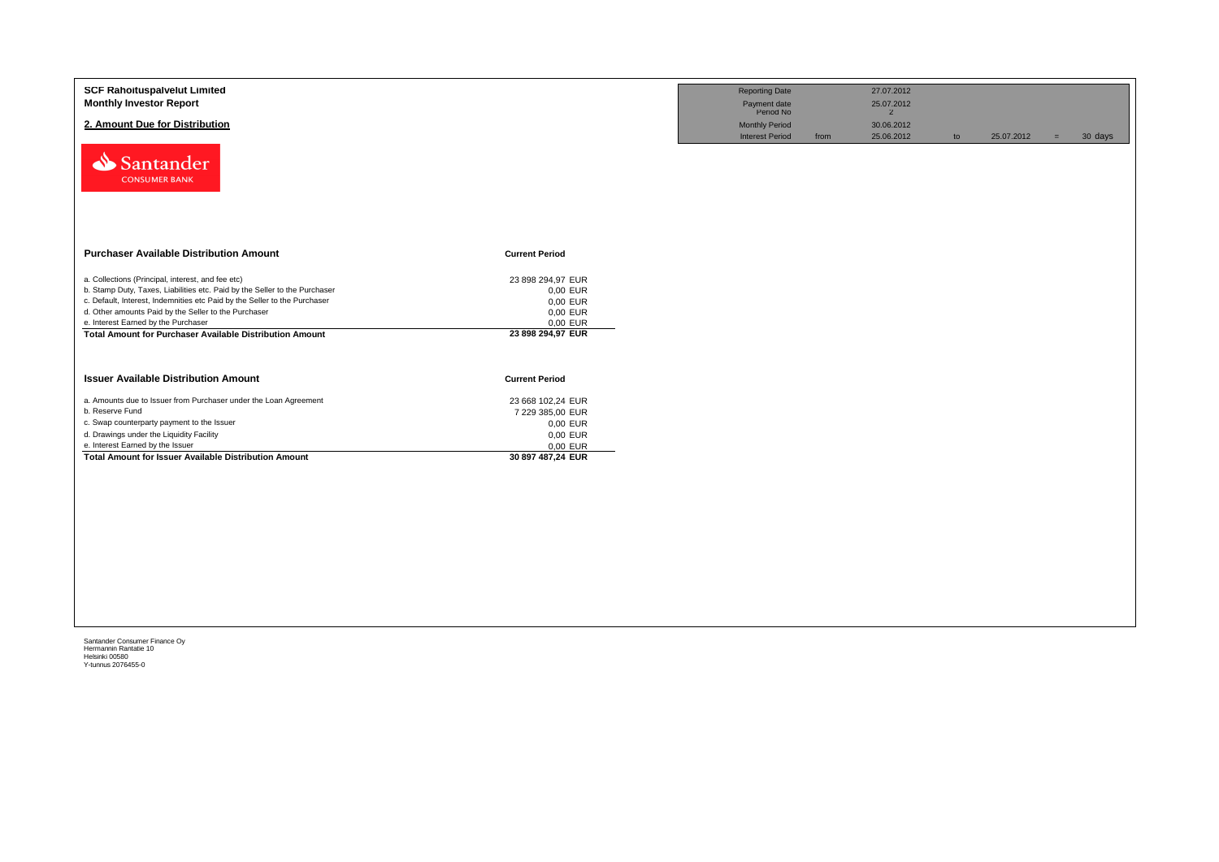**SCF Rahoituspalvelut Limited**
**Monthly Investor Report**

## 2. Amount Due for Distribution

| Reporting Date | | 27.07.2012 | | | | |
|---|---|---|---|---|---|---|
| Payment date | | 25.07.2012 | | | | |
| Period No | | 2 | | | | |
| Monthly Period | | 30.06.2012 | | | | |
| Interest Period | from | 25.06.2012 | to | 25.07.2012 | = | 30 days |

| Purchaser Available Distribution Amount | Current Period |
|---|---|
| a. Collections (Principal, interest, and fee etc) | 23 898 294,97 EUR |
| b. Stamp Duty, Taxes, Liabilities etc. Paid by the Seller to the Purchaser | 0,00 EUR |
| c. Default, Interest, Indemnities etc Paid by the Seller to the Purchaser | 0,00 EUR |
| d. Other amounts Paid by the Seller to the Purchaser | 0,00 EUR |
| e. Interest Earned by the Purchaser | 0,00 EUR |
| **Total Amount for Purchaser Available Distribution Amount** | **23 898 294,97 EUR** |

| Issuer Available Distribution Amount | Current Period |
|---|---|
| a. Amounts due to Issuer from Purchaser under the Loan Agreement | 23 668 102,24 EUR |
| b. Reserve Fund | 7 229 385,00 EUR |
| c. Swap counterparty payment to the Issuer | 0,00 EUR |
| d. Drawings under the Liquidity Facility | 0,00 EUR |
| e. Interest Earned by the Issuer | 0,00 EUR |
| **Total Amount for Issuer Available Distribution Amount** | **30 897 487,24 EUR** |

Santander Consumer Finance Oy
Hermannin Rantatie 10
Helsinki 00580
Y-tunnus 2076455-0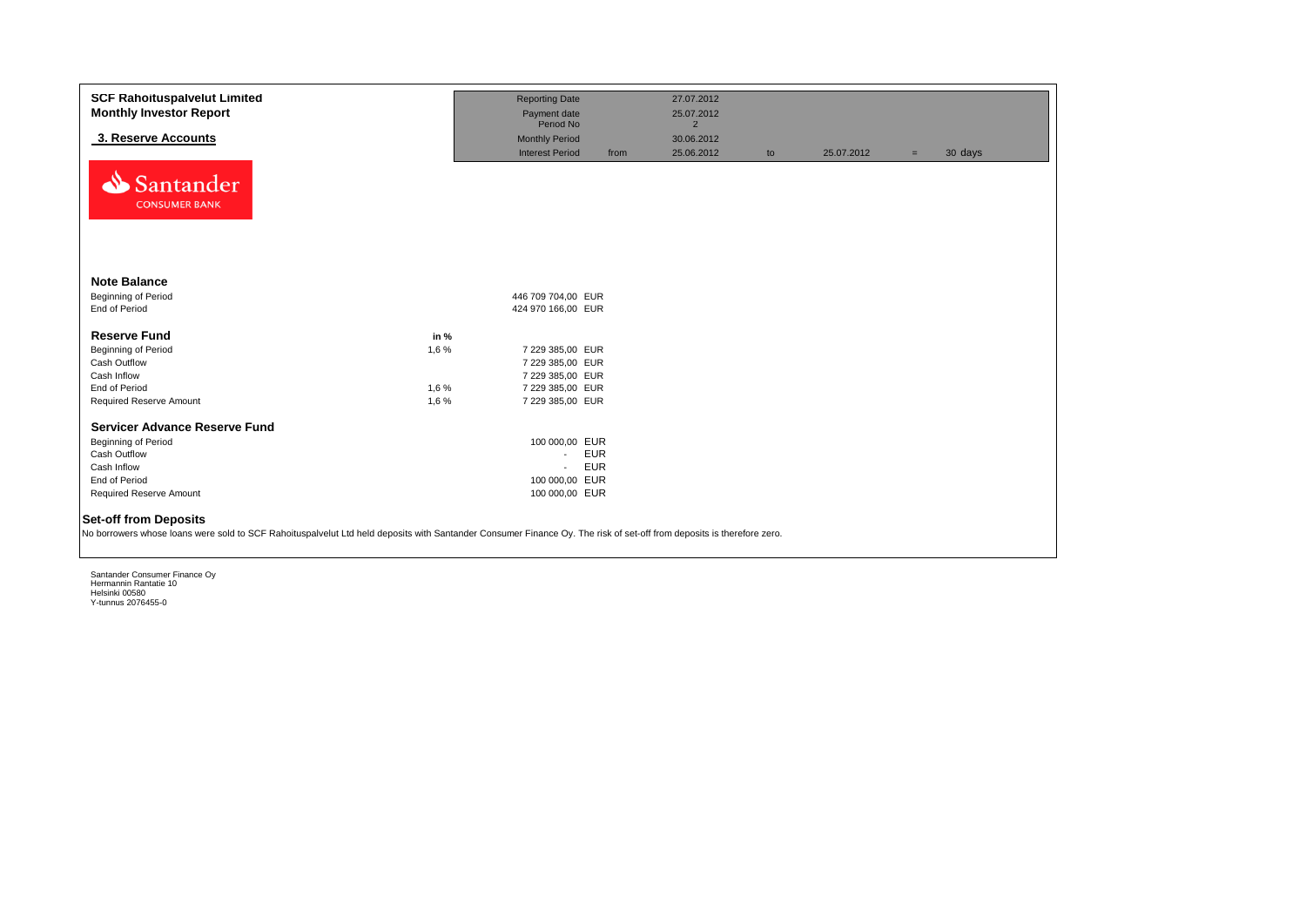**SCF Rahoituspalvelut Limited**
**Monthly Investor Report**

## 3. Reserve Accounts

| | | | | | | |
|---|---|---|---|---|---|---|
| Reporting Date | | 27.07.2012 | | | | |
| Payment date | | 25.07.2012 | | | | |
| Period No | | 2 | | | | |
| Monthly Period | | 30.06.2012 | | | | |
| Interest Period | from | 25.06.2012 | to | 25.07.2012 | = | 30 days |

Santander CONSUMER BANK

### Note Balance

| | | |
|---|---|---|
| Beginning of Period | 446 709 704,00 | EUR |
| End of Period | 424 970 166,00 | EUR |

### Reserve Fund

| | in % | | |
|---|---|---|---|
| Beginning of Period | 1,6 % | 7 229 385,00 | EUR |
| Cash Outflow | | 7 229 385,00 | EUR |
| Cash Inflow | | 7 229 385,00 | EUR |
| End of Period | 1,6 % | 7 229 385,00 | EUR |
| Required Reserve Amount | 1,6 % | 7 229 385,00 | EUR |

### Servicer Advance Reserve Fund

| | | |
|---|---|---|
| Beginning of Period | 100 000,00 | EUR |
| Cash Outflow | - | EUR |
| Cash Inflow | - | EUR |
| End of Period | 100 000,00 | EUR |
| Required Reserve Amount | 100 000,00 | EUR |

### Set-off from Deposits

No borrowers whose loans were sold to SCF Rahoituspalvelut Ltd held deposits with Santander Consumer Finance Oy. The risk of set-off from deposits is therefore zero.

Santander Consumer Finance Oy
Hermannin Rantatie 10
Helsinki 00580
Y-tunnus 2076455-0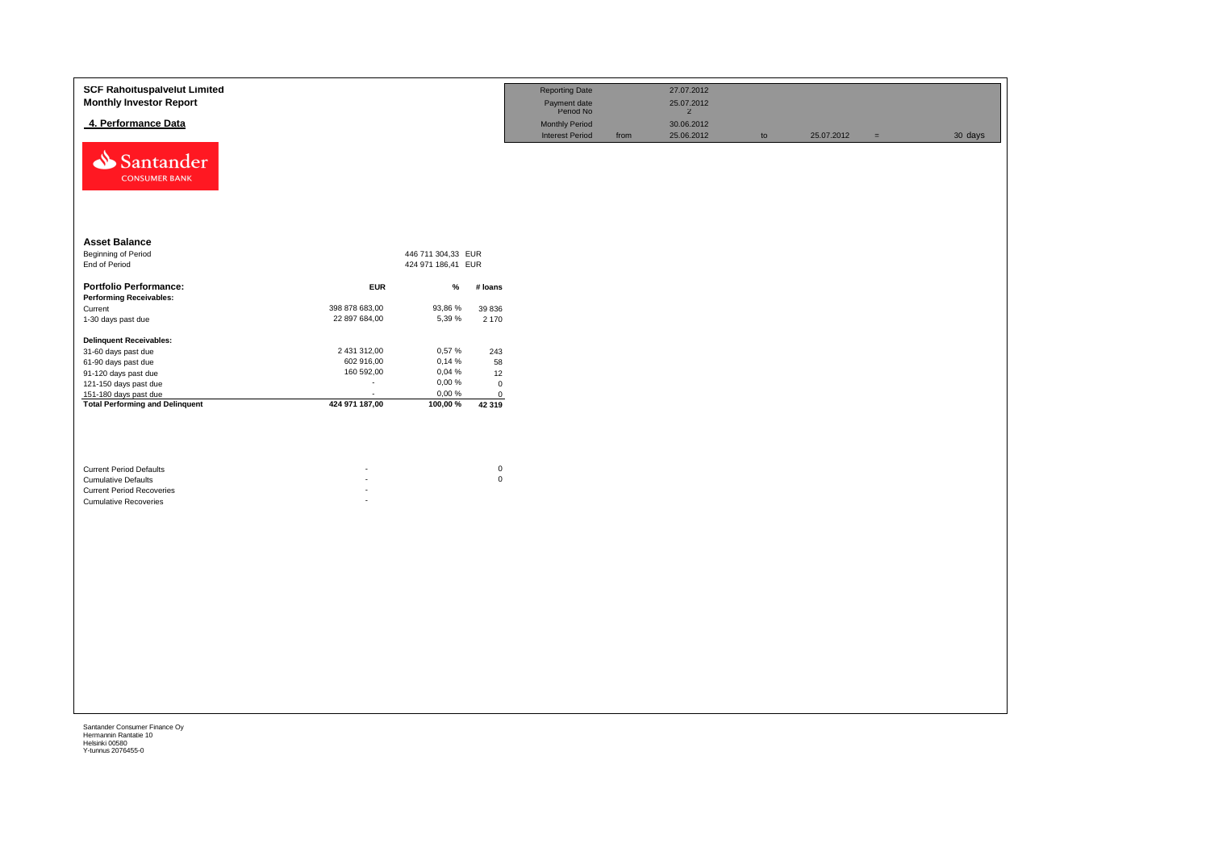**SCF Rahoituspalvelut Limited**
**Monthly Investor Report**

## 4. Performance Data

| | | | | | | |
|---|---|---|---|---|---|---|
| Reporting Date | | 27.07.2012 | | | | |
| Payment date | | 25.07.2012 | | | | |
| Period No | | 2 | | | | |
| Monthly Period | | 30.06.2012 | | | | |
| Interest Period | from | 25.06.2012 | to | 25.07.2012 | = | 30 days |

Santander CONSUMER BANK

### Asset Balance

| | | |
|---|---|---|
| Beginning of Period | 446 711 304,33 | EUR |
| End of Period | 424 971 186,41 | EUR |

| **Portfolio Performance:** | **EUR** | **%** | **# loans** |
|---|---|---|---|
| **Performing Receivables:** | | | |
| Current | 398 878 683,00 | 93,86 % | 39 836 |
| 1-30 days past due | 22 897 684,00 | 5,39 % | 2 170 |
| **Delinquent Receivables:** | | | |
| 31-60 days past due | 2 431 312,00 | 0,57 % | 243 |
| 61-90 days past due | 602 916,00 | 0,14 % | 58 |
| 91-120 days past due | 160 592,00 | 0,04 % | 12 |
| 121-150 days past due | - | 0,00 % | 0 |
| 151-180 days past due | - | 0,00 % | 0 |
| **Total Performing and Delinquent** | **424 971 187,00** | **100,00 %** | **42 319** |

| | | |
|---|---|---|
| Current Period Defaults | - | 0 |
| Cumulative Defaults | - | 0 |
| Current Period Recoveries | - | |
| Cumulative Recoveries | - | |

Santander Consumer Finance Oy
Hermannin Rantatie 10
Helsinki 00580
Y-tunnus 2076455-0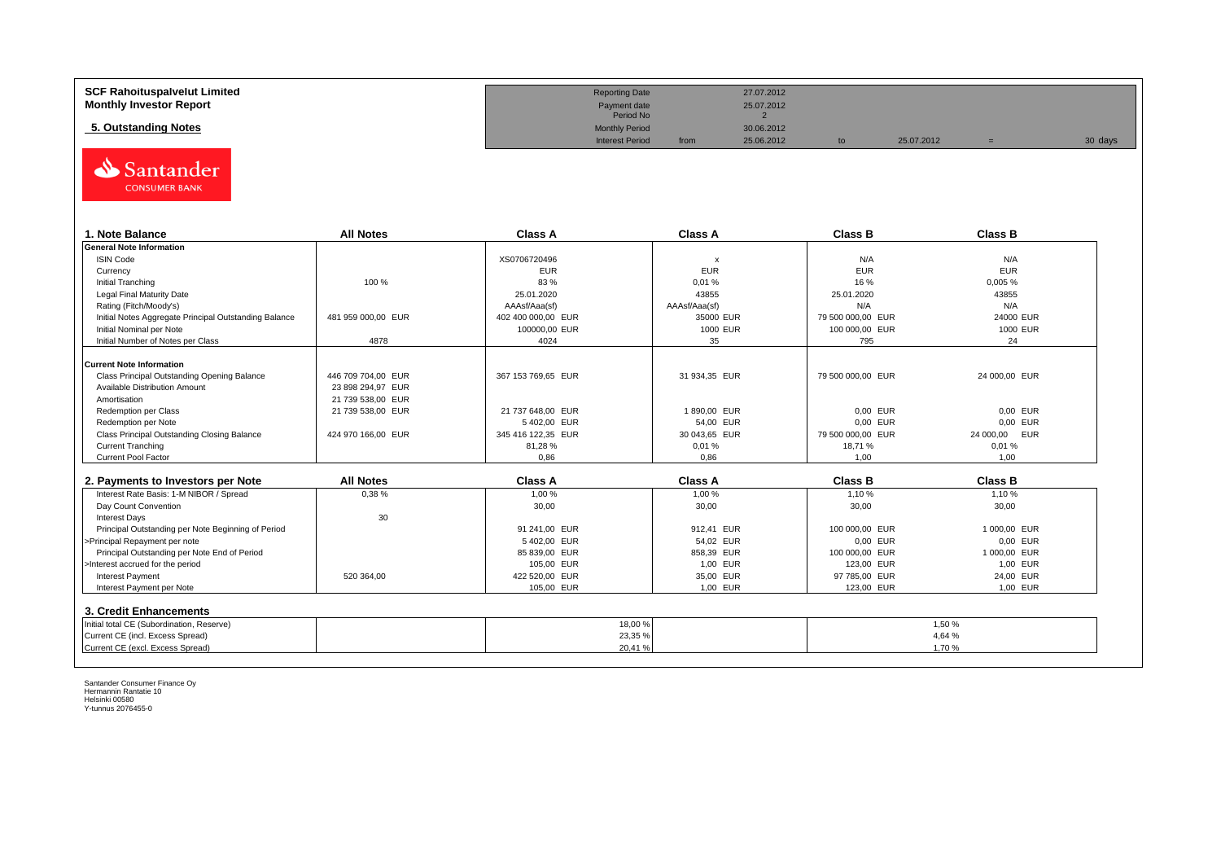**SCF Rahoituspalvelut Limited**
**Monthly Investor Report**

**5. Outstanding Notes**

| | | | | | | |
|---|---|---|---|---|---|---|
| Reporting Date | | 27.07.2012 | | | | |
| Payment date | | 25.07.2012 | | | | |
| Period No | | 2 | | | | |
| Monthly Period | | 30.06.2012 | | | | |
| Interest Period | from | 25.06.2012 | to | 25.07.2012 | = | 30 days |

| 1. Note Balance | All Notes | Class A | Class A | Class B | Class B |
|---|---|---|---|---|---|
| **General Note Information** | | | | | |
| ISIN Code | | XS0706720496 | x | N/A | N/A |
| Currency | | EUR | EUR | EUR | EUR |
| Initial Tranching | 100 % | 83 % | 0,01 % | 16 % | 0,005 % |
| Legal Final Maturity Date | | 25.01.2020 | 43855 | 25.01.2020 | 43855 |
| Rating (Fitch/Moody's) | | AAAsf/Aaa(sf) | AAAsf/Aaa(sf) | N/A | N/A |
| Initial Notes Aggregate Principal Outstanding Balance | 481 959 000,00 EUR | 402 400 000,00 EUR | 35000 EUR | 79 500 000,00 EUR | 24000 EUR |
| Initial Nominal per Note | | 100000,00 EUR | 1000 EUR | 100 000,00 EUR | 1000 EUR |
| Initial Number of Notes per Class | 4878 | 4024 | 35 | 795 | 24 |
| **Current Note Information** | | | | | |
| Class Principal Outstanding Opening Balance | 446 709 704,00 EUR | 367 153 769,65 EUR | 31 934,35 EUR | 79 500 000,00 EUR | 24 000,00 EUR |
| Available Distribution Amount | 23 898 294,97 EUR | | | | |
| Amortisation | 21 739 538,00 EUR | | | | |
| Redemption per Class | 21 739 538,00 EUR | 21 737 648,00 EUR | 1 890,00 EUR | 0,00 EUR | 0,00 EUR |
| Redemption per Note | | 5 402,00 EUR | 54,00 EUR | 0,00 EUR | 0,00 EUR |
| Class Principal Outstanding Closing Balance | 424 970 166,00 EUR | 345 416 122,35 EUR | 30 043,65 EUR | 79 500 000,00 EUR | 24 000,00 EUR |
| Current Tranching | | 81,28 % | 0,01 % | 18,71 % | 0,01 % |
| Current Pool Factor | | 0,86 | 0,86 | 1,00 | 1,00 |

| 2. Payments to Investors per Note | All Notes | Class A | Class A | Class B | Class B |
|---|---|---|---|---|---|
| Interest Rate Basis: 1-M NIBOR / Spread | 0,38 % | 1,00 % | 1,00 % | 1,10 % | 1,10 % |
| Day Count Convention | | 30,00 | 30,00 | 30,00 | 30,00 |
| Interest Days | 30 | | | | |
| Principal Outstanding per Note Beginning of Period | | 91 241,00 EUR | 912,41 EUR | 100 000,00 EUR | 1 000,00 EUR |
| >Principal Repayment per note | | 5 402,00 EUR | 54,02 EUR | 0,00 EUR | 0,00 EUR |
| Principal Outstanding per Note End of Period | | 85 839,00 EUR | 858,39 EUR | 100 000,00 EUR | 1 000,00 EUR |
| >Interest accrued for the period | | 105,00 EUR | 1,00 EUR | 123,00 EUR | 1,00 EUR |
| Interest Payment | 520 364,00 | 422 520,00 EUR | 35,00 EUR | 97 785,00 EUR | 24,00 EUR |
| Interest Payment per Note | | 105,00 EUR | 1,00 EUR | 123,00 EUR | 1,00 EUR |

| 3. Credit Enhancements | | Class A | Class B |
|---|---|---|---|
| Initial total CE (Subordination, Reserve) | | 18,00 % | 1,50 % |
| Current CE (incl. Excess Spread) | | 23,35 % | 4,64 % |
| Current CE (excl. Excess Spread) | | 20,41 % | 1,70 % |

Santander Consumer Finance Oy
Hermannin Rantatie 10
Helsinki 00580
Y-tunnus 2076455-0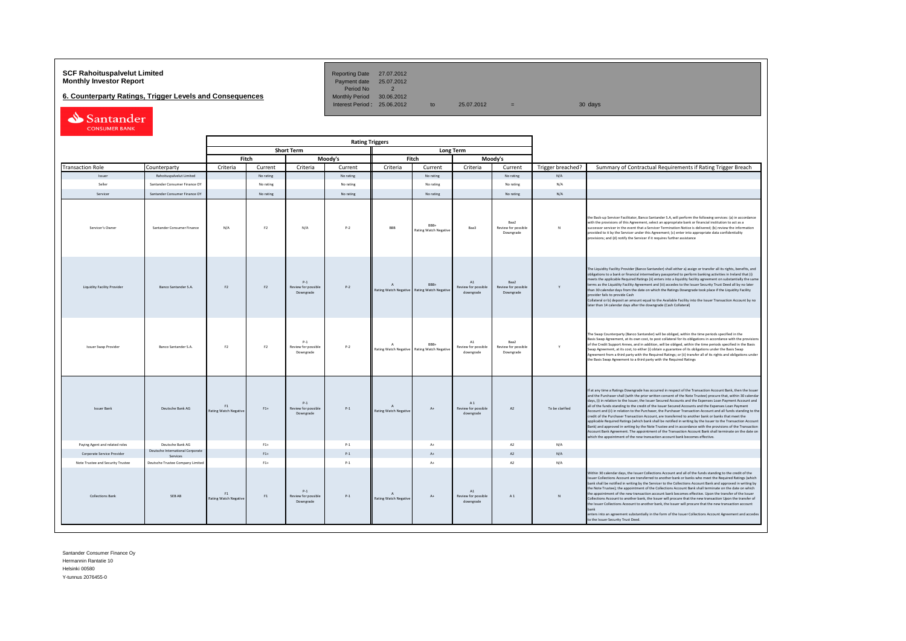# SCF Rahoituspalvelut Limited
# Monthly Investor Report

## 6. Counterparty Ratings, Trigger Levels and Consequences

| | | | | |
|---|---|---|---|---|
| Reporting Date | 27.07.2012 | | | |
| Payment date | 25.07.2012 | | | |
| Period No | 2 | | | |
| Monthly Period | 30.06.2012 | | | |
| Interest Period : | 25.06.2012 | to | 25.07.2012 = | 30 days |

| | | Rating Triggers | | | | | | | | | |
|---|---|---|---|---|---|---|---|---|---|---|---|
| | | Short Term | | | | Long Term | | | | | |
| | | Fitch | | Moody's | | Fitch | | Moody's | | | |
| Transaction Role | Counterparty | Criteria | Current | Criteria | Current | Criteria | Current | Criteria | Current | Trigger breached? | Summary of Contractual Requirements if Rating Trigger Breach |
| Issuer | Rahoituspalvelut Limited | | No rating | | No rating | | No rating | | No rating | N/A | |
| Seller | Santander Consumer Finance OY | | No rating | | No rating | | No rating | | No rating | N/A | |
| Servicer | Santander Consumer Finance OY | | No rating | | No rating | | No rating | | No rating | N/A | |
| Servicer's Owner | Santander Consumer Finance | N/A | F2 | N/A | P-2 | BBB | BBB+ Rating Watch Negative | Baa3 | Baa2 Review for possible Downgrade | N | the Back-up Servicer Facilitator, Banco Santander S.A, will perform the following services: (a) in accordance with the provisions of this Agreement, select an appropriate bank or financial institution to act as a successor servicer in the event that a Servicer Termination Notice is delivered; (b) review the information provided to it by the Servicer under this Agreement; (c) enter into appropriate data confidentiality provisions; and (d) notify the Servicer if it requires further assistance |
| Liquidity Facility Provider | Banco Santander S.A. | F2 | F2 | P-1 Review for possible Downgrade | P-2 | A Rating Watch Negative | BBB+ Rating Watch Negative | A1 Review for possible downgrade | Baa2 Review for possible Downgrade | Y | The Liquidity Facility Provider (Banco Santander) shall either a) assign or transfer all its rights, benefits, and obligations to a bank or financial intermediary passported to perform banking activities in Ireland that (i) meets the applicable Required Ratings (ii) enters into a liquidity facility agreement on substantially the same terms as the Liquidity Facility Agreement and (iii) accedes to the Issuer Security Trust Deed all by no later than 30 calendar days from the date on which the Ratings Downgrade took place if the Liquidity Facility provider fails to provide Cash Collateral or b) deposit an amount equal to the Available Facility into the Issuer Transaction Account by no later than 14 calendar days after the downgrade (Cash Collateral) |
| Issuer Swap Provider | Banco Santander S.A. | F2 | F2 | P-1 Review for possible Downgrade | P-2 | A Rating Watch Negative | BBB+ Rating Watch Negative | A1 Review for possible downgrade | Baa2 Review for possible Downgrade | Y | The Swap Counterparty (Banco Santander) will be obliged, within the time periods specified in the Basis Swap Agreement, at its own cost, to post collateral for its obligations in accordance with the provisions of the Credit Support Annex, and in addition, will be obliged, within the time periods specified in the Basis Swap Agreement, at its cost, to either (i) obtain a guarantee of its obligations under the Basis Swap Agreement from a third party with the Required Ratings; or (ii) transfer all of its rights and obligations under the Basis Swap Agreement to a third party with the Required Ratings |
| Issuer Bank | Deutsche Bank AG | F1 Rating Watch Negative | F1+ | P-1 Review for possible Downgrade | P-1 | A Rating Watch Negative | A+ | A 1 Review for possible downgrade | A2 | To be clarified | If at any time a Ratings Downgrade has occurred in respect of the Transaction Account Bank, then the Issuer and the Purchaser shall (with the prior written consent of the Note Trustee) procure that, within 30 calendar days, (i) in relation to the Issuer, the Issuer Secured Accounts and the Expenses Loan Payment Account and all of the funds standing to the credit of the Issuer Secured Accounts and the Expenses Loan Payment Account and (ii) in relation to the Purchaser, the Purchaser Transaction Account and all funds standing to the credit of the Purchaser Transaction Account, are transferred to another bank or banks that meet the applicable Required Ratings (which bank shall be notified in writing by the Issuer to the Transaction Account Bank) and approved in writing by the Note Trustee and in accordance with the provisions of the Transaction Account Bank Agreement. The appointment of the Transaction Account Bank shall terminate on the date on which the appointment of the new transaction account bank becomes effective. |
| Paying Agent and related roles | Deutsche Bank AG | | F1+ | | P-1 | | A+ | | A2 | N/A | |
| Corporate Service Provider | Deutsche International Corporate Services | | F1+ | | P-1 | | A+ | | A2 | N/A | |
| Note Trustee and Security Trustee | Deutsche Trustee Company Limited | | F1+ | | P-1 | | A+ | | A2 | N/A | |
| Collections Bank | SEB AB | F1 Rating Watch Negative | F1 | P-1 Review for possible Downgrade | P-1 | A Rating Watch Negative | A+ | A1 Review for possible downgrade | A 1 | N | Within 30 calendar days, the Issuer Collections Account and all of the funds standing to the credit of the Issuer Collections Account are transferred to another bank or banks who meet the Required Ratings (which bank shall be notified in writing by the Servicer to the Collections Account Bank and approved in writing by the Note Trustee); the appointment of the Collections Account Bank shall terminate on the date on which the appointment of the new transaction account bank becomes effective. Upon the transfer of the Issuer Collections Account to another bank, the Issuer will procure that the new transaction Upon the transfer of the Issuer Collections Account to another bank, the Issuer will procure that the new transaction account bank enters into an agreement substantially in the form of the Issuer Collections Account Agreement and accedes to the Issuer Security Trust Deed. |

Santander Consumer Finance Oy
Hermannin Rantatie 10
Helsinki 00580
Y-tunnus 2076455-0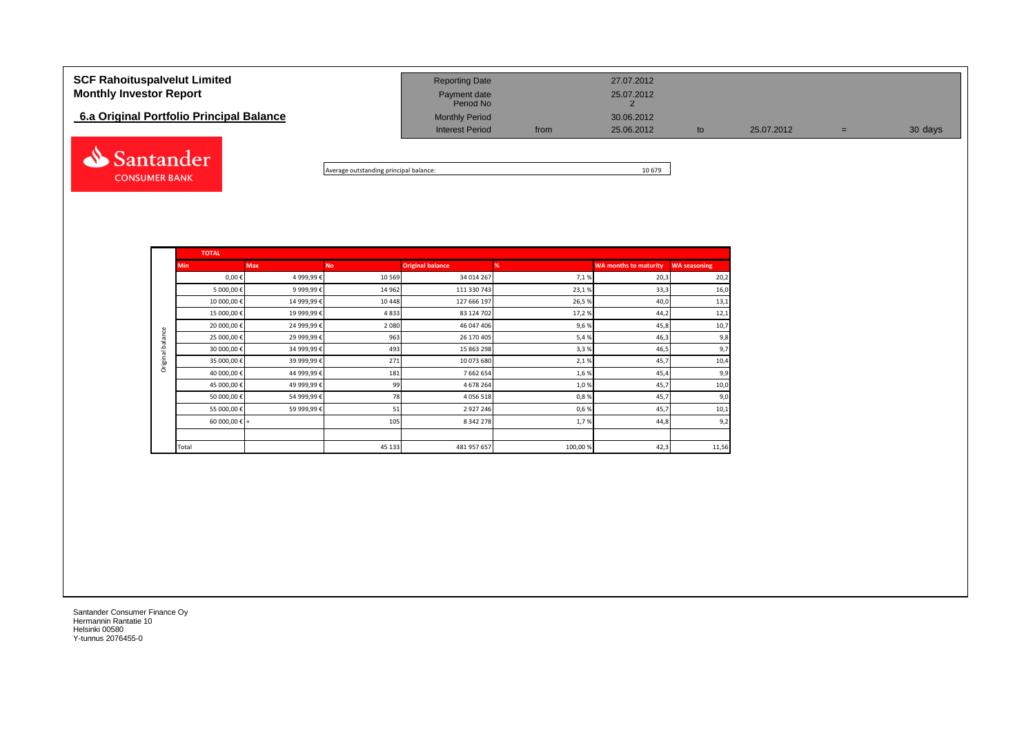# SCF Rahoituspalvelut Limited
## Monthly Investor Report

### 6.a Original Portfolio Principal Balance

| | | | | | | |
|---|---|---|---|---|---|---|
| Reporting Date | | 27.07.2012 | | | | |
| Payment date | | 25.07.2012 | | | | |
| Period No | | 2 | | | | |
| Monthly Period | | 30.06.2012 | | | | |
| Interest Period | from | 25.06.2012 | to | 25.07.2012 | = | 30 days |

Santander CONSUMER BANK

Average outstanding principal balance: 10 679

**TOTAL**

| | Min | Max | No | Original balance | % | WA months to maturity | WA seasoning |
|---|---|---|---|---|---|---|---|
| Original balance | 0,00 € | 4 999,99 € | 10 569 | 34 014 267 | 7,1 % | 20,3 | 20,2 |
| | 5 000,00 € | 9 999,99 € | 14 962 | 111 330 743 | 23,1 % | 33,3 | 16,0 |
| | 10 000,00 € | 14 999,99 € | 10 448 | 127 666 197 | 26,5 % | 40,0 | 13,1 |
| | 15 000,00 € | 19 999,99 € | 4 833 | 83 124 702 | 17,2 % | 44,2 | 12,1 |
| | 20 000,00 € | 24 999,99 € | 2 080 | 46 047 406 | 9,6 % | 45,8 | 10,7 |
| | 25 000,00 € | 29 999,99 € | 963 | 26 170 405 | 5,4 % | 46,3 | 9,8 |
| | 30 000,00 € | 34 999,99 € | 493 | 15 863 298 | 3,3 % | 46,5 | 9,7 |
| | 35 000,00 € | 39 999,99 € | 271 | 10 073 680 | 2,1 % | 45,7 | 10,4 |
| | 40 000,00 € | 44 999,99 € | 181 | 7 662 654 | 1,6 % | 45,4 | 9,9 |
| | 45 000,00 € | 49 999,99 € | 99 | 4 678 264 | 1,0 % | 45,7 | 10,0 |
| | 50 000,00 € | 54 999,99 € | 78 | 4 056 518 | 0,8 % | 45,7 | 9,0 |
| | 55 000,00 € | 59 999,99 € | 51 | 2 927 246 | 0,6 % | 45,7 | 10,1 |
| | 60 000,00 € | + | 105 | 8 342 278 | 1,7 % | 44,8 | 9,2 |
| | Total | | 45 133 | 481 957 657 | 100,00 % | 42,3 | 11,56 |

Santander Consumer Finance Oy
Hermannin Rantatie 10
Helsinki 00580
Y-tunnus 2076455-0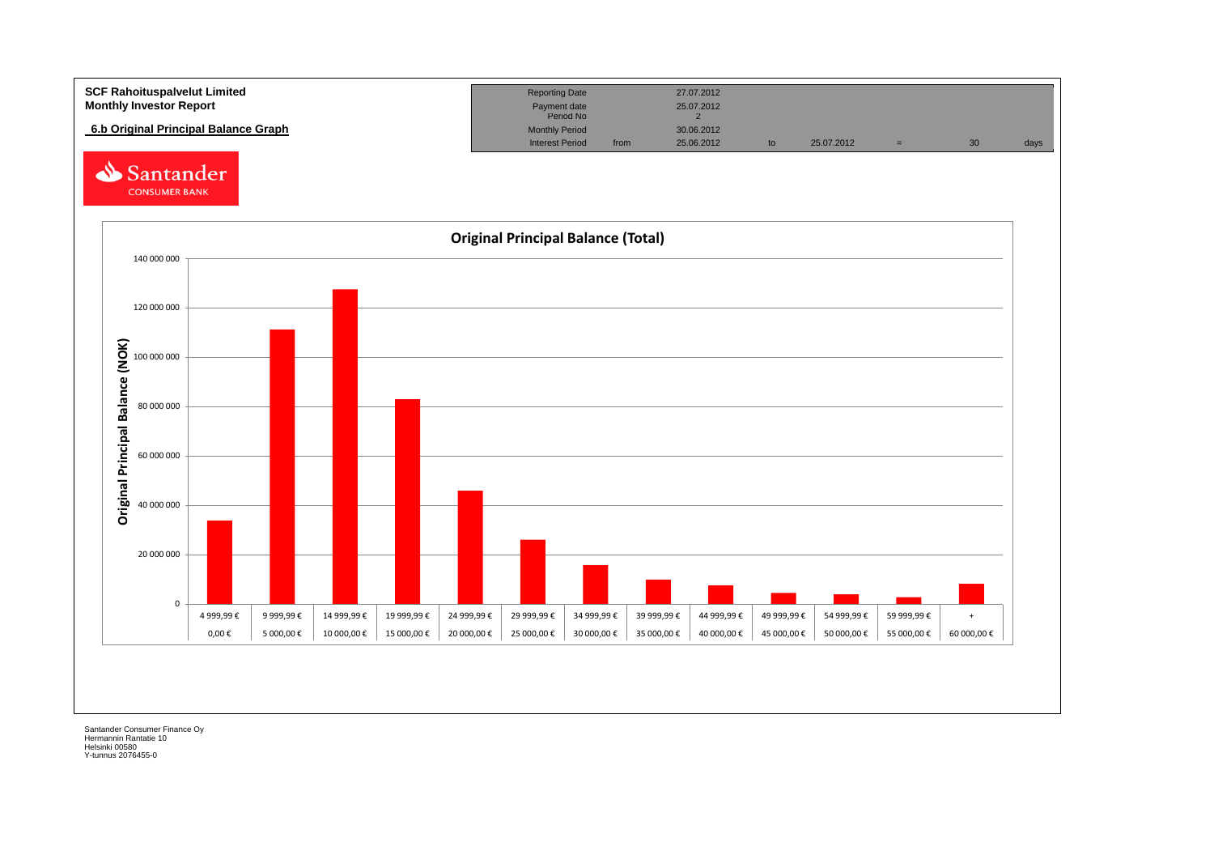**SCF Rahoituspalvelut Limited**
**Monthly Investor Report**

| Reporting Date | | 27.07.2012 | | | | | |
|---|---|---|---|---|---|---|---|
| Payment date | | 25.07.2012 | | | | | |
| Period No | | 2 | | | | | |
| Monthly Period | | 30.06.2012 | | | | | |
| Interest Period | from | 25.06.2012 | to | 25.07.2012 | = | 30 | days |

## 6.b Original Principal Balance Graph

Santander CONSUMER BANK

### Original Principal Balance (Total)

Original Principal Balance (NOK)

| From | To |
|---|---|
| 0,00 € | 4 999,99 € |
| 5 000,00 € | 9 999,99 € |
| 10 000,00 € | 14 999,99 € |
| 15 000,00 € | 19 999,99 € |
| 20 000,00 € | 24 999,99 € |
| 25 000,00 € | 29 999,99 € |
| 30 000,00 € | 34 999,99 € |
| 35 000,00 € | 39 999,99 € |
| 40 000,00 € | 44 999,99 € |
| 45 000,00 € | 49 999,99 € |
| 50 000,00 € | 54 999,99 € |
| 55 000,00 € | 59 999,99 € |
| 60 000,00 € | + |

Santander Consumer Finance Oy
Hermannin Rantatie 10
Helsinki 00580
Y-tunnus 2076455-0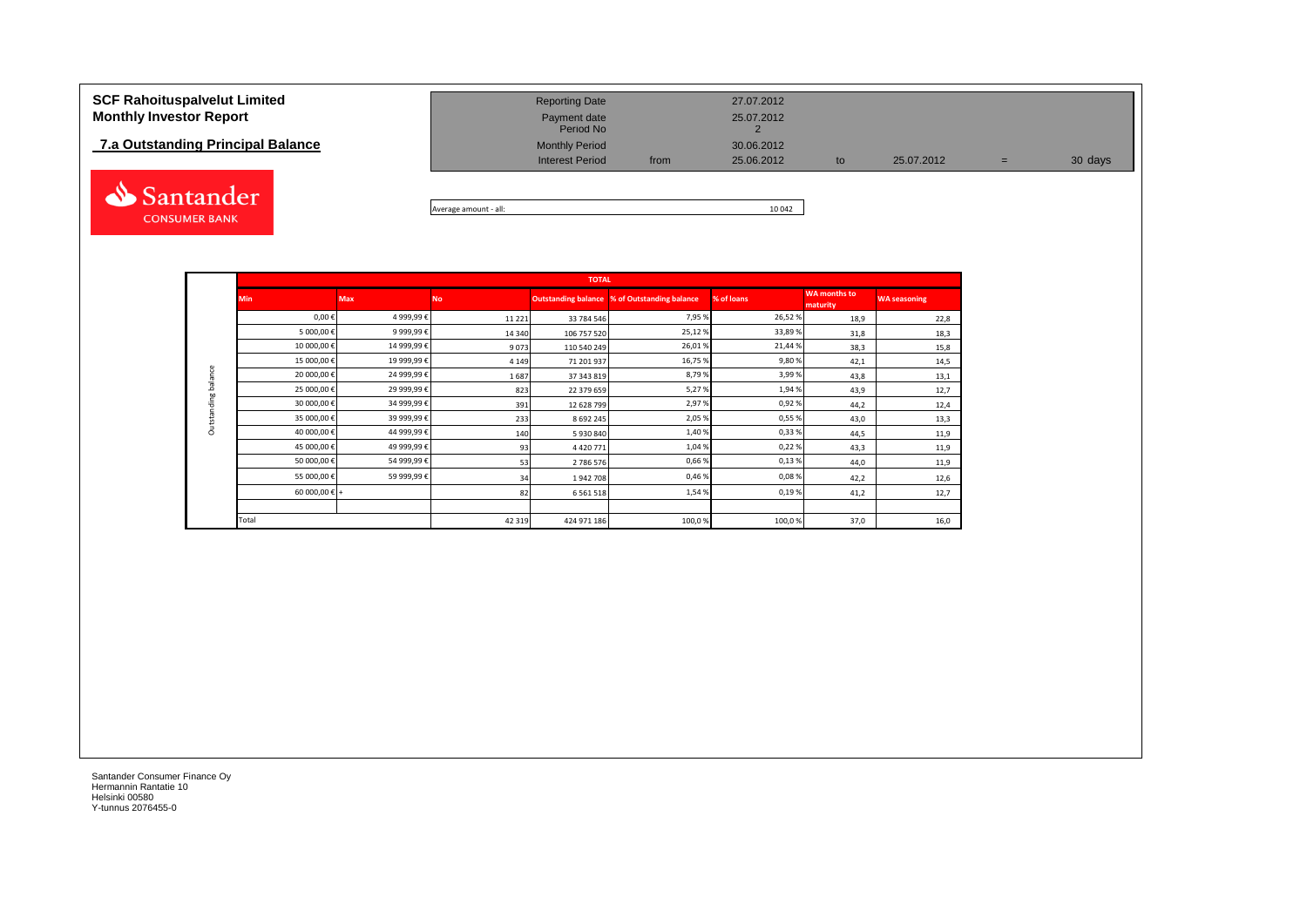# SCF Rahoituspalvelut Limited
# Monthly Investor Report

## 7.a Outstanding Principal Balance

| | | | | | | |
|---|---|---|---|---|---|---|
| Reporting Date | | 27.07.2012 | | | | |
| Payment date | | 25.07.2012 | | | | |
| Period No | | 2 | | | | |
| Monthly Period | | 30.06.2012 | | | | |
| Interest Period | from | 25.06.2012 | to | 25.07.2012 | = | 30 days |

Average amount - all: 10 042

| | TOTAL | | | | | | | |
|---|---|---|---|---|---|---|---|---|
| | Min | Max | No | Outstanding balance | % of Outstanding balance | % of loans | WA months to maturity | WA seasoning |
| Outstanding balance | 0,00 € | 4 999,99 € | 11 221 | 33 784 546 | 7,95 % | 26,52 % | 18,9 | 22,8 |
| | 5 000,00 € | 9 999,99 € | 14 340 | 106 757 520 | 25,12 % | 33,89 % | 31,8 | 18,3 |
| | 10 000,00 € | 14 999,99 € | 9 073 | 110 540 249 | 26,01 % | 21,44 % | 38,3 | 15,8 |
| | 15 000,00 € | 19 999,99 € | 4 149 | 71 201 937 | 16,75 % | 9,80 % | 42,1 | 14,5 |
| | 20 000,00 € | 24 999,99 € | 1 687 | 37 343 819 | 8,79 % | 3,99 % | 43,8 | 13,1 |
| | 25 000,00 € | 29 999,99 € | 823 | 22 379 659 | 5,27 % | 1,94 % | 43,9 | 12,7 |
| | 30 000,00 € | 34 999,99 € | 391 | 12 628 799 | 2,97 % | 0,92 % | 44,2 | 12,4 |
| | 35 000,00 € | 39 999,99 € | 233 | 8 692 245 | 2,05 % | 0,55 % | 43,0 | 13,3 |
| | 40 000,00 € | 44 999,99 € | 140 | 5 930 840 | 1,40 % | 0,33 % | 44,5 | 11,9 |
| | 45 000,00 € | 49 999,99 € | 93 | 4 420 771 | 1,04 % | 0,22 % | 43,3 | 11,9 |
| | 50 000,00 € | 54 999,99 € | 53 | 2 786 576 | 0,66 % | 0,13 % | 44,0 | 11,9 |
| | 55 000,00 € | 59 999,99 € | 34 | 1 942 708 | 0,46 % | 0,08 % | 42,2 | 12,6 |
| | 60 000,00 € + | | 82 | 6 561 518 | 1,54 % | 0,19 % | 41,2 | 12,7 |
| | Total | | 42 319 | 424 971 186 | 100,0 % | 100,0 % | 37,0 | 16,0 |

Santander Consumer Finance Oy
Hermannin Rantatie 10
Helsinki 00580
Y-tunnus 2076455-0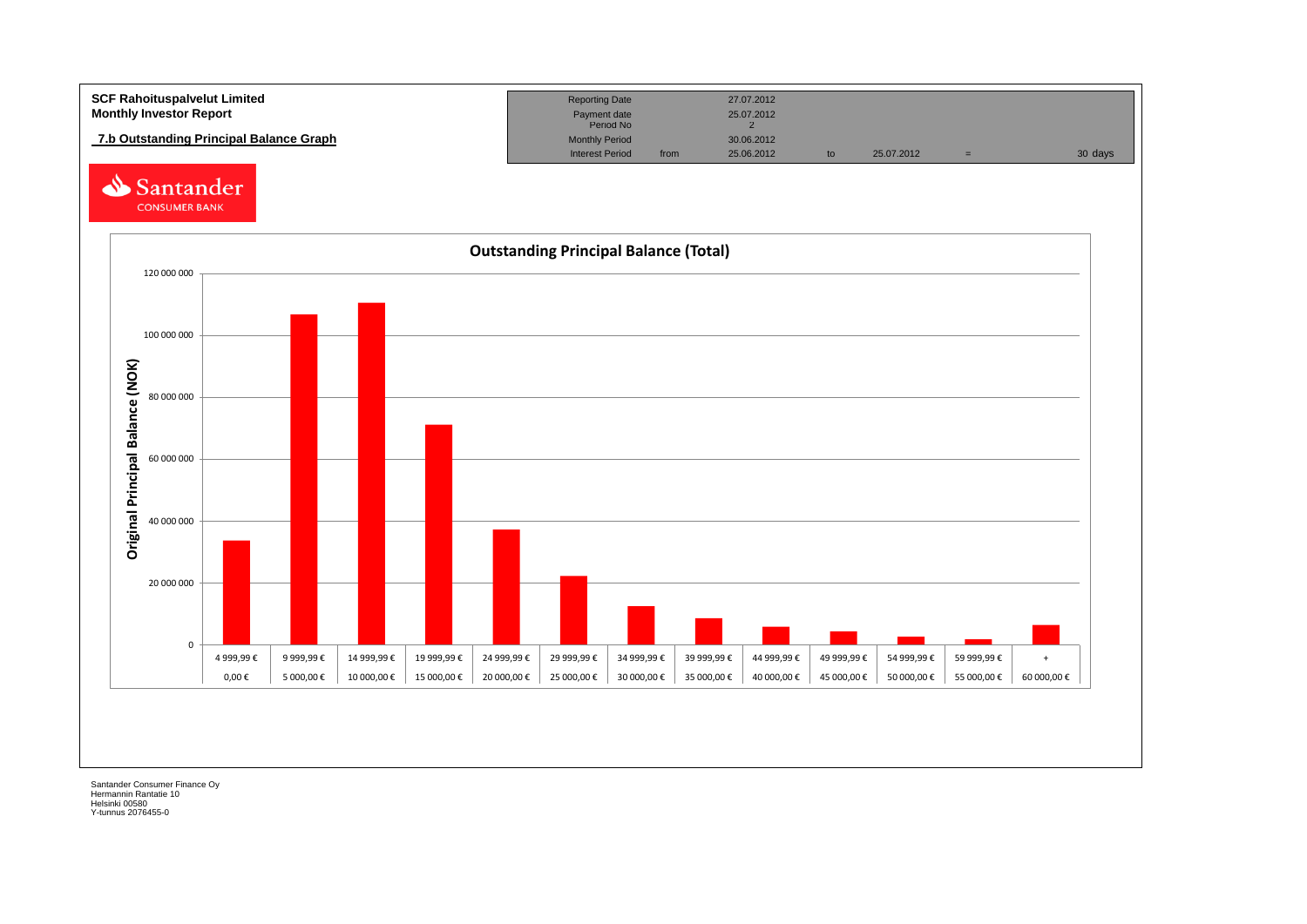**SCF Rahoituspalvelut Limited**
**Monthly Investor Report**

## 7.b Outstanding Principal Balance Graph

| Reporting Date | | 27.07.2012 | | | | |
|---|---|---|---|---|---|---|
| Payment date Period No | | 25.07.2012 2 | | | | |
| Monthly Period | | 30.06.2012 | | | | |
| Interest Period | from | 25.06.2012 | to | 25.07.2012 | = | 30 days |

Santander CONSUMER BANK

### Outstanding Principal Balance (Total)

Y-axis: Original Principal Balance (NOK) — 0, 20 000 000, 40 000 000, 60 000 000, 80 000 000, 100 000 000, 120 000 000

| From | To |
|---|---|
| 0,00 € | 4 999,99 € |
| 5 000,00 € | 9 999,99 € |
| 10 000,00 € | 14 999,99 € |
| 15 000,00 € | 19 999,99 € |
| 20 000,00 € | 24 999,99 € |
| 25 000,00 € | 29 999,99 € |
| 30 000,00 € | 34 999,99 € |
| 35 000,00 € | 39 999,99 € |
| 40 000,00 € | 44 999,99 € |
| 45 000,00 € | 49 999,99 € |
| 50 000,00 € | 54 999,99 € |
| 55 000,00 € | 59 999,99 € |
| 60 000,00 € | + |

Santander Consumer Finance Oy
Hermannin Rantatie 10
Helsinki 00580
Y-tunnus 2076455-0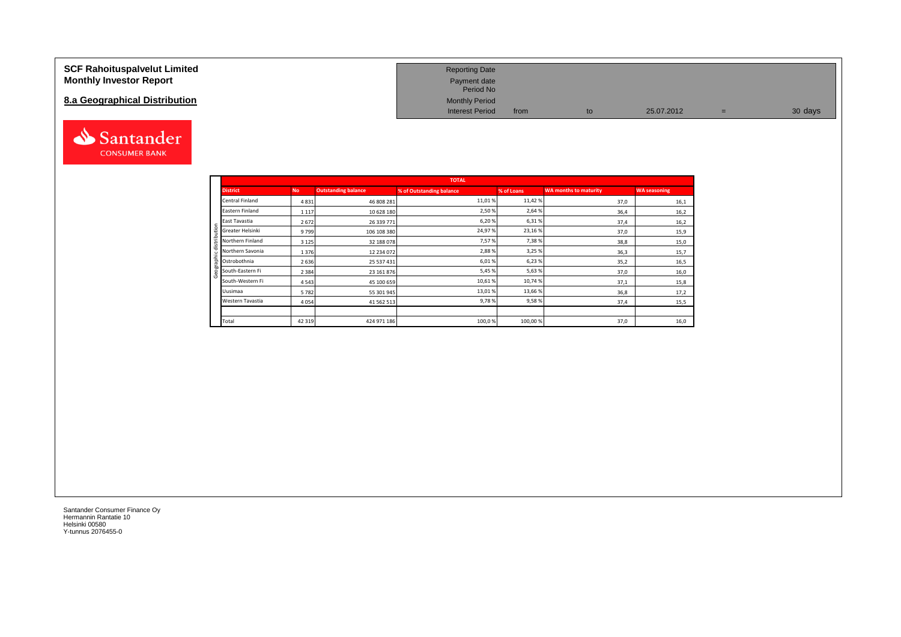**SCF Rahoituspalvelut Limited**
**Monthly Investor Report**

## 8.a Geographical Distribution

| | | | | | |
|---|---|---|---|---|---|
| Reporting Date | | | | | |
| Payment date | | | | | |
| Period No | | | | | |
| Monthly Period | | | | | |
| Interest Period | from | to | 25.07.2012 | = | 30 days |

| | TOTAL | | | | | |
|---|---|---|---|---|---|---|
| **District** | **No** | **Outstanding balance** | **% of Outstanding balance** | **% of Loans** | **WA months to maturity** | **WA seasoning** |
| Central Finland | 4 831 | 46 808 281 | 11,01 % | 11,42 % | 37,0 | 16,1 |
| Eastern Finland | 1 117 | 10 628 180 | 2,50 % | 2,64 % | 36,4 | 16,2 |
| East Tavastia | 2 672 | 26 339 771 | 6,20 % | 6,31 % | 37,4 | 16,2 |
| Greater Helsinki | 9 799 | 106 108 380 | 24,97 % | 23,16 % | 37,0 | 15,9 |
| Northern Finland | 3 125 | 32 188 078 | 7,57 % | 7,38 % | 38,8 | 15,0 |
| Northern Savonia | 1 376 | 12 234 072 | 2,88 % | 3,25 % | 36,3 | 15,7 |
| Ostrobothnia | 2 636 | 25 537 431 | 6,01 % | 6,23 % | 35,2 | 16,5 |
| South-Eastern Fi | 2 384 | 23 161 876 | 5,45 % | 5,63 % | 37,0 | 16,0 |
| South-Western Fi | 4 543 | 45 100 659 | 10,61 % | 10,74 % | 37,1 | 15,8 |
| Uusimaa | 5 782 | 55 301 945 | 13,01 % | 13,66 % | 36,8 | 17,2 |
| Western Tavastia | 4 054 | 41 562 513 | 9,78 % | 9,58 % | 37,4 | 15,5 |
| | | | | | | |
| Total | 42 319 | 424 971 186 | 100,0 % | 100,00 % | 37,0 | 16,0 |

Santander Consumer Finance Oy
Hermannin Rantatie 10
Helsinki 00580
Y-tunnus 2076455-0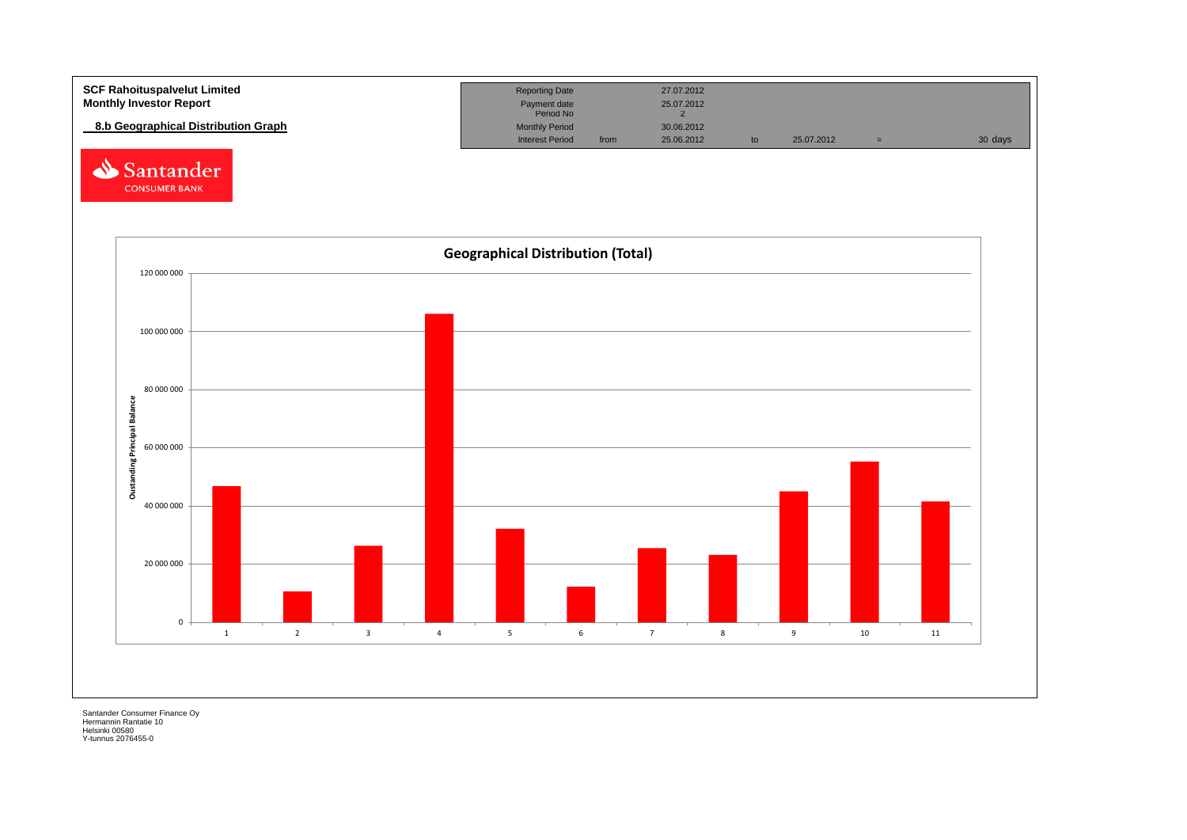**SCF Rahoituspalvelut Limited**
**Monthly Investor Report**

**8.b Geographical Distribution Graph**

| Reporting Date | | 27.07.2012 | | | | |
|---|---|---|---|---|---|---|
| Payment date | | 25.07.2012 | | | | |
| Period No | | 2 | | | | |
| Monthly Period | | 30.06.2012 | | | | |
| Interest Period | from | 25.06.2012 | to | 25.07.2012 | = | 30 days |

Santander CONSUMER BANK

**Geographical Distribution (Total)**

Oustanding Principal Balance

| Region | Outstanding Principal Balance (approx.) |
|---|---|
| 1 | 46 700 000 |
| 2 | 10 500 000 |
| 3 | 26 300 000 |
| 4 | 106 000 000 |
| 5 | 32 200 000 |
| 6 | 12 200 000 |
| 7 | 25 500 000 |
| 8 | 23 200 000 |
| 9 | 45 000 000 |
| 10 | 55 200 000 |
| 11 | 41 500 000 |

Santander Consumer Finance Oy
Hermannin Rantatie 10
Helsinki 00580
Y-tunnus 2076455-0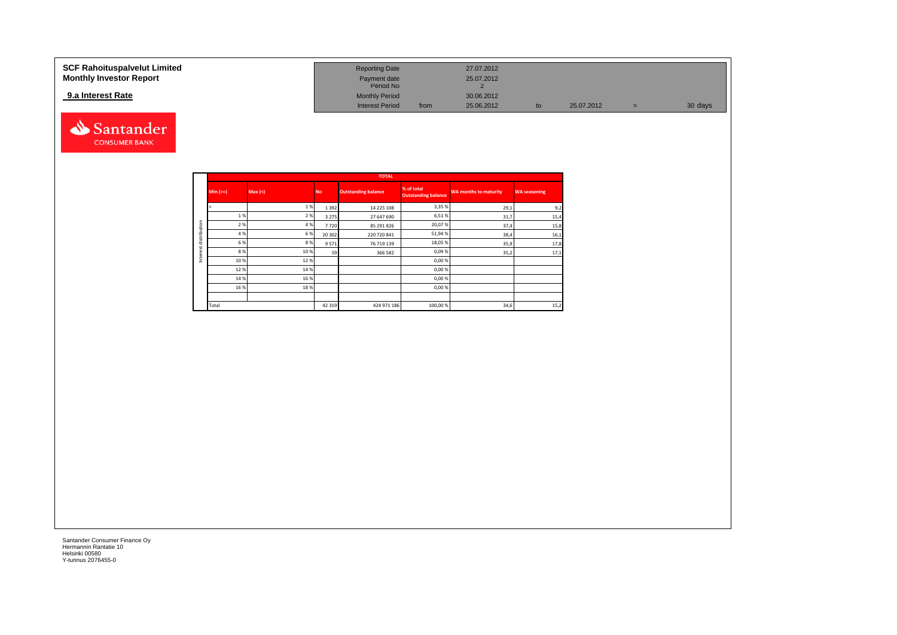**SCF Rahoituspalvelut Limited**
**Monthly Investor Report**

**9.a Interest Rate**

| | | | | | | |
|---|---|---|---|---|---|---|
| Reporting Date | | 27.07.2012 | | | | |
| Payment date | | 25.07.2012 | | | | |
| Period No | | 2 | | | | |
| Monthly Period | | 30.06.2012 | | | | |
| Interest Period | from | 25.06.2012 | to | 25.07.2012 | = | 30 days |

Santander CONSUMER BANK

| | TOTAL | | | | | | |
|---|---|---|---|---|---|---|---|
| | Min (>=) | Max (<) | No | Outstanding balance | % of total Outstanding balance | WA months to maturity | WA seasoning |
| Interest distribution | < | 1 % | 1 392 | 14 225 108 | 3,35 % | 29,1 | 9,2 |
| | 1 % | 2 % | 3 275 | 27 647 690 | 6,51 % | 31,7 | 15,4 |
| | 2 % | 4 % | 7 720 | 85 291 826 | 20,07 % | 37,4 | 15,8 |
| | 4 % | 6 % | 20 302 | 220 720 841 | 51,94 % | 38,4 | 16,1 |
| | 6 % | 8 % | 9 571 | 76 719 139 | 18,05 % | 35,9 | 17,8 |
| | 8 % | 10 % | 59 | 366 582 | 0,09 % | 35,2 | 17,1 |
| | 10 % | 12 % | | | 0,00 % | | |
| | 12 % | 14 % | | | 0,00 % | | |
| | 14 % | 16 % | | | 0,00 % | | |
| | 16 % | 18 % | | | 0,00 % | | |
| | | | | | | | |
| | Total | | 42 319 | 424 971 186 | 100,00 % | 34,6 | 15,2 |

Santander Consumer Finance Oy
Hermannin Rantatie 10
Helsinki 00580
Y-tunnus 2076455-0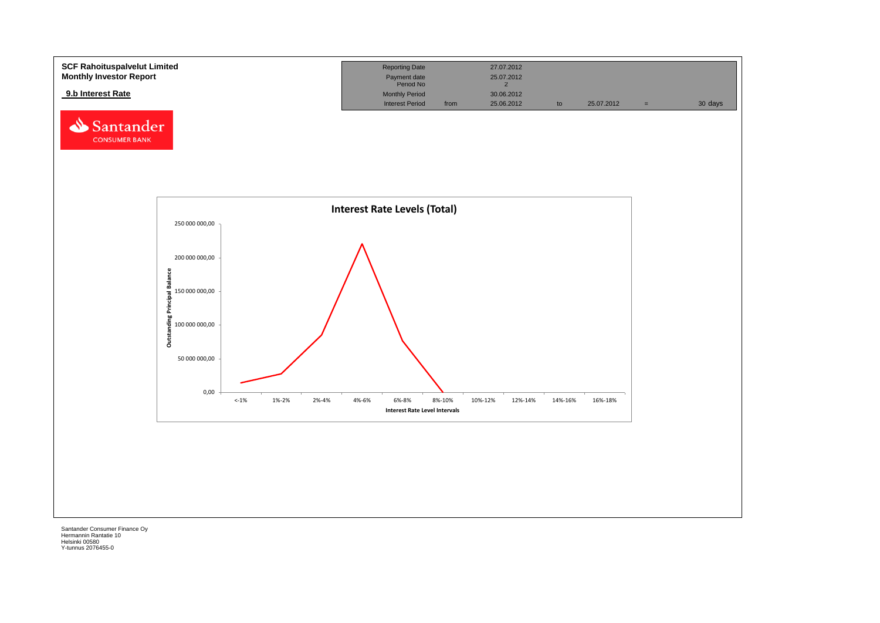**SCF Rahoituspalvelut Limited**
**Monthly Investor Report**

**9.b Interest Rate**

| Reporting Date | | 27.07.2012 | | | | |
|---|---|---|---|---|---|---|
| Payment date | | 25.07.2012 | | | | |
| Period No | | 2 | | | | |
| Monthly Period | | 30.06.2012 | | | | |
| Interest Period | from | 25.06.2012 | to | 25.07.2012 | = | 30 days |

Santander CONSUMER BANK

**Interest Rate Levels (Total)**

Outstanding Principal Balance: 250 000 000,00; 200 000 000,00; 150 000 000,00; 100 000 000,00; 50 000 000,00; 0,00

Interest Rate Level Intervals: <-1%; 1%-2%; 2%-4%; 4%-6%; 6%-8%; 8%-10%; 10%-12%; 12%-14%; 14%-16%; 16%-18%

Santander Consumer Finance Oy
Hermannin Rantatie 10
Helsinki 00580
Y-tunnus 2076455-0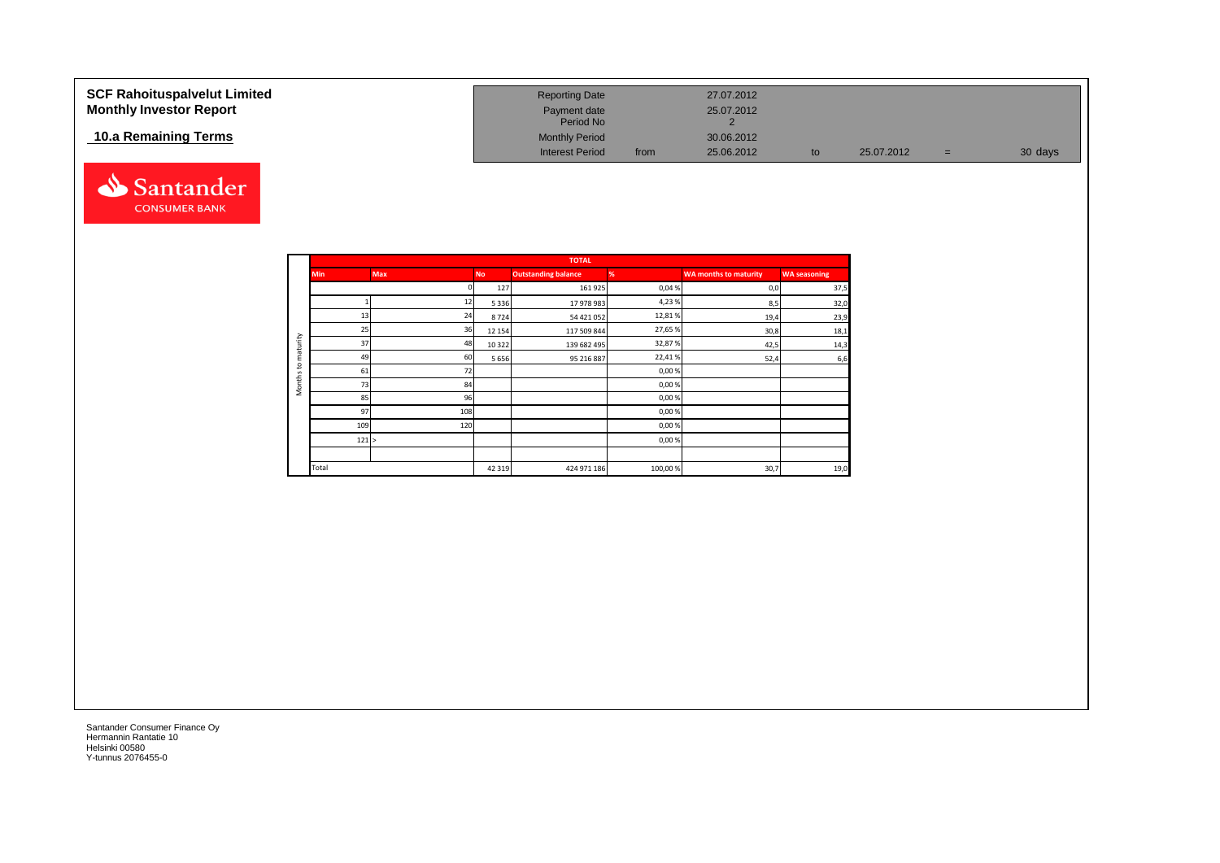**SCF Rahoituspalvelut Limited**
**Monthly Investor Report**

**10.a Remaining Terms**

| Reporting Date | | 27.07.2012 | | | | |
|---|---|---|---|---|---|---|
| Payment date | | 25.07.2012 | | | | |
| Period No | | 2 | | | | |
| Monthly Period | | 30.06.2012 | | | | |
| Interest Period | from | 25.06.2012 | to | 25.07.2012 | = | 30 days |

| | TOTAL | | | | | | |
|---|---|---|---|---|---|---|---|
| Months to maturity | Min | Max | No | Outstanding balance | % | WA months to maturity | WA seasoning |
| | | 0 | 127 | 161 925 | 0,04 % | 0,0 | 37,5 |
| | 1 | 12 | 5 336 | 17 978 983 | 4,23 % | 8,5 | 32,0 |
| | 13 | 24 | 8 724 | 54 421 052 | 12,81 % | 19,4 | 23,9 |
| | 25 | 36 | 12 154 | 117 509 844 | 27,65 % | 30,8 | 18,1 |
| | 37 | 48 | 10 322 | 139 682 495 | 32,87 % | 42,5 | 14,3 |
| | 49 | 60 | 5 656 | 95 216 887 | 22,41 % | 52,4 | 6,6 |
| | 61 | 72 | | | 0,00 % | | |
| | 73 | 84 | | | 0,00 % | | |
| | 85 | 96 | | | 0,00 % | | |
| | 97 | 108 | | | 0,00 % | | |
| | 109 | 120 | | | 0,00 % | | |
| | 121 | > | | | 0,00 % | | |
| | Total | | 42 319 | 424 971 186 | 100,00 % | 30,7 | 19,0 |

Santander Consumer Finance Oy
Hermannin Rantatie 10
Helsinki 00580
Y-tunnus 2076455-0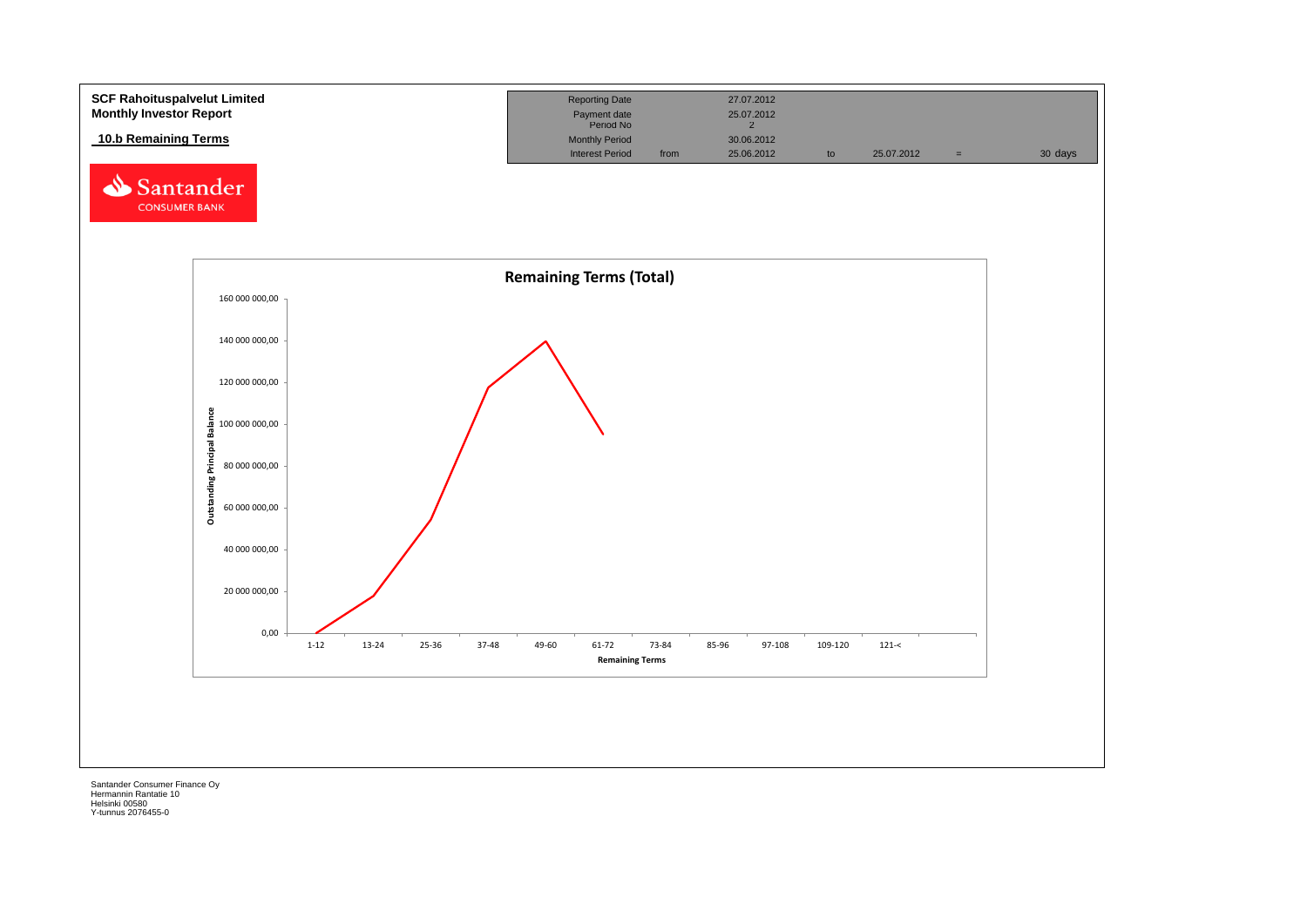**SCF Rahoituspalvelut Limited**
**Monthly Investor Report**

## 10.b Remaining Terms

| Reporting Date | | 27.07.2012 | | | | |
|---|---|---|---|---|---|---|
| Payment date | | 25.07.2012 | | | | |
| Period No | | 2 | | | | |
| Monthly Period | | 30.06.2012 | | | | |
| Interest Period | from | 25.06.2012 | to | 25.07.2012 | = | 30 days |

Santander CONSUMER BANK

**Remaining Terms (Total)**

Outstanding Principal Balance: 0,00; 20 000 000,00; 40 000 000,00; 60 000 000,00; 80 000 000,00; 100 000 000,00; 120 000 000,00; 140 000 000,00; 160 000 000,00

Remaining Terms: 1-12; 13-24; 25-36; 37-48; 49-60; 61-72; 73-84; 85-96; 97-108; 109-120; 121-<

Santander Consumer Finance Oy
Hermannin Rantatie 10
Helsinki 00580
Y-tunnus 2076455-0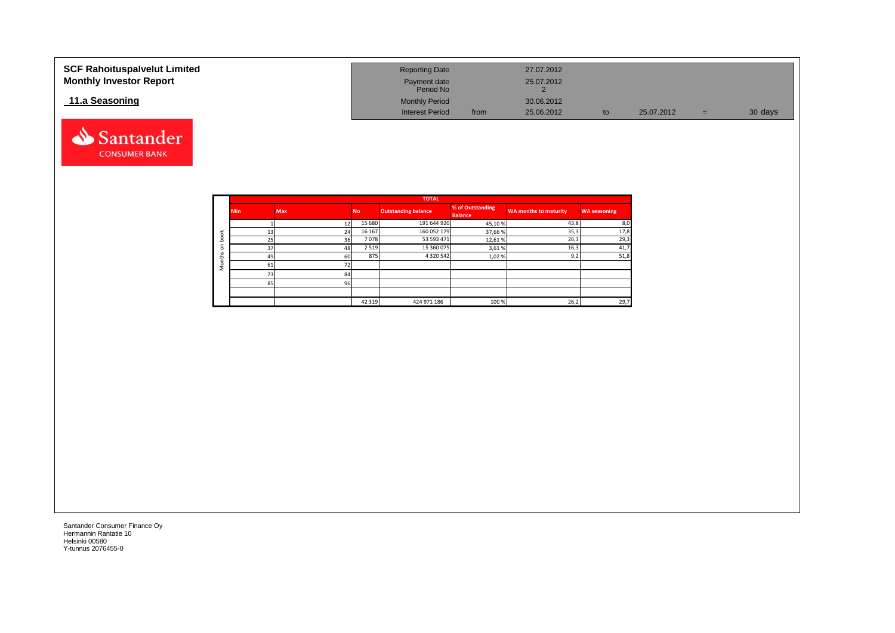**SCF Rahoituspalvelut Limited**
**Monthly Investor Report**

**11.a Seasoning**

| | | | | | | |
|---|---|---|---|---|---|---|
| Reporting Date | | 27.07.2012 | | | | |
| Payment date | | 25.07.2012 | | | | |
| Period No | | 2 | | | | |
| Monthly Period | | 30.06.2012 | | | | |
| Interest Period | from | 25.06.2012 | to | 25.07.2012 | = | 30 days |

| | TOTAL | | | | | | |
|---|---|---|---|---|---|---|---|
| | Min | Max | No | Outstanding balance | % of Outstanding Balance | WA months to maturity | WA seasoning |
| Months on book | 1 | 12 | 15 680 | 191 644 920 | 45,10 % | 43,8 | 8,0 |
| | 13 | 24 | 16 167 | 160 052 179 | 37,66 % | 35,3 | 17,8 |
| | 25 | 36 | 7 078 | 53 593 471 | 12,61 % | 26,3 | 29,3 |
| | 37 | 48 | 2 519 | 15 360 075 | 3,61 % | 16,3 | 41,7 |
| | 49 | 60 | 875 | 4 320 542 | 1,02 % | 9,2 | 51,8 |
| | 61 | 72 | | | | | |
| | 73 | 84 | | | | | |
| | 85 | 96 | | | | | |
| | | | | | | | |
| | | | 42 319 | 424 971 186 | 100 % | 26,2 | 29,7 |

Santander Consumer Finance Oy
Hermannin Rantatie 10
Helsinki 00580
Y-tunnus 2076455-0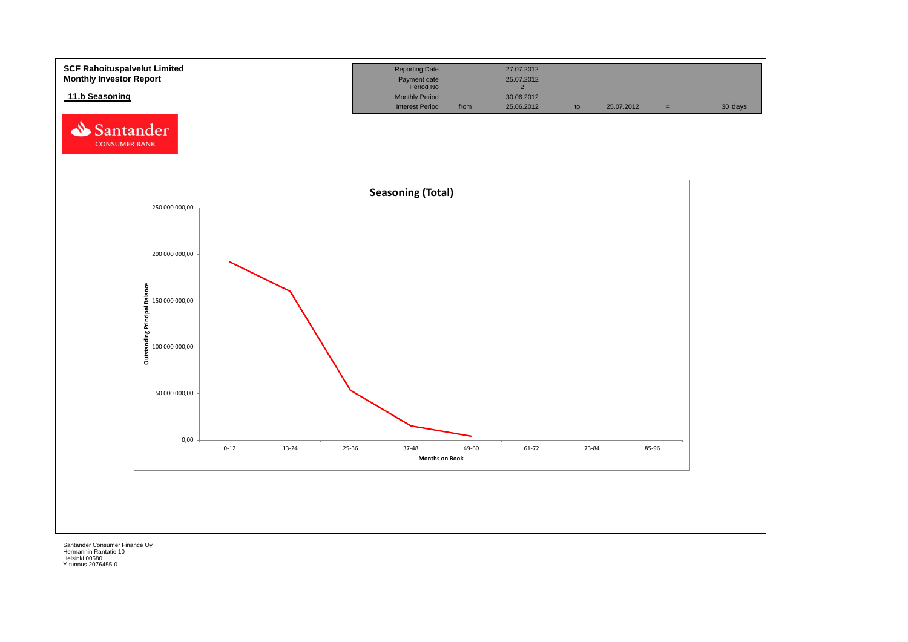**SCF Rahoituspalvelut Limited**
**Monthly Investor Report**

**11.b Seasoning**

| Reporting Date | | 27.07.2012 | | | | |
|---|---|---|---|---|---|---|
| Payment date | | 25.07.2012 | | | | |
| Period No | | 2 | | | | |
| Monthly Period | | 30.06.2012 | | | | |
| Interest Period | from | 25.06.2012 | to | 25.07.2012 | = | 30 days |

Santander CONSUMER BANK

**Seasoning (Total)**

Outstanding Principal Balance: 250 000 000,00; 200 000 000,00; 150 000 000,00; 100 000 000,00; 50 000 000,00; 0,00

Months on Book: 0-12; 13-24; 25-36; 37-48; 49-60; 61-72; 73-84; 85-96

Santander Consumer Finance Oy
Hermannin Rantatie 10
Helsinki 00580
Y-tunnus 2076455-0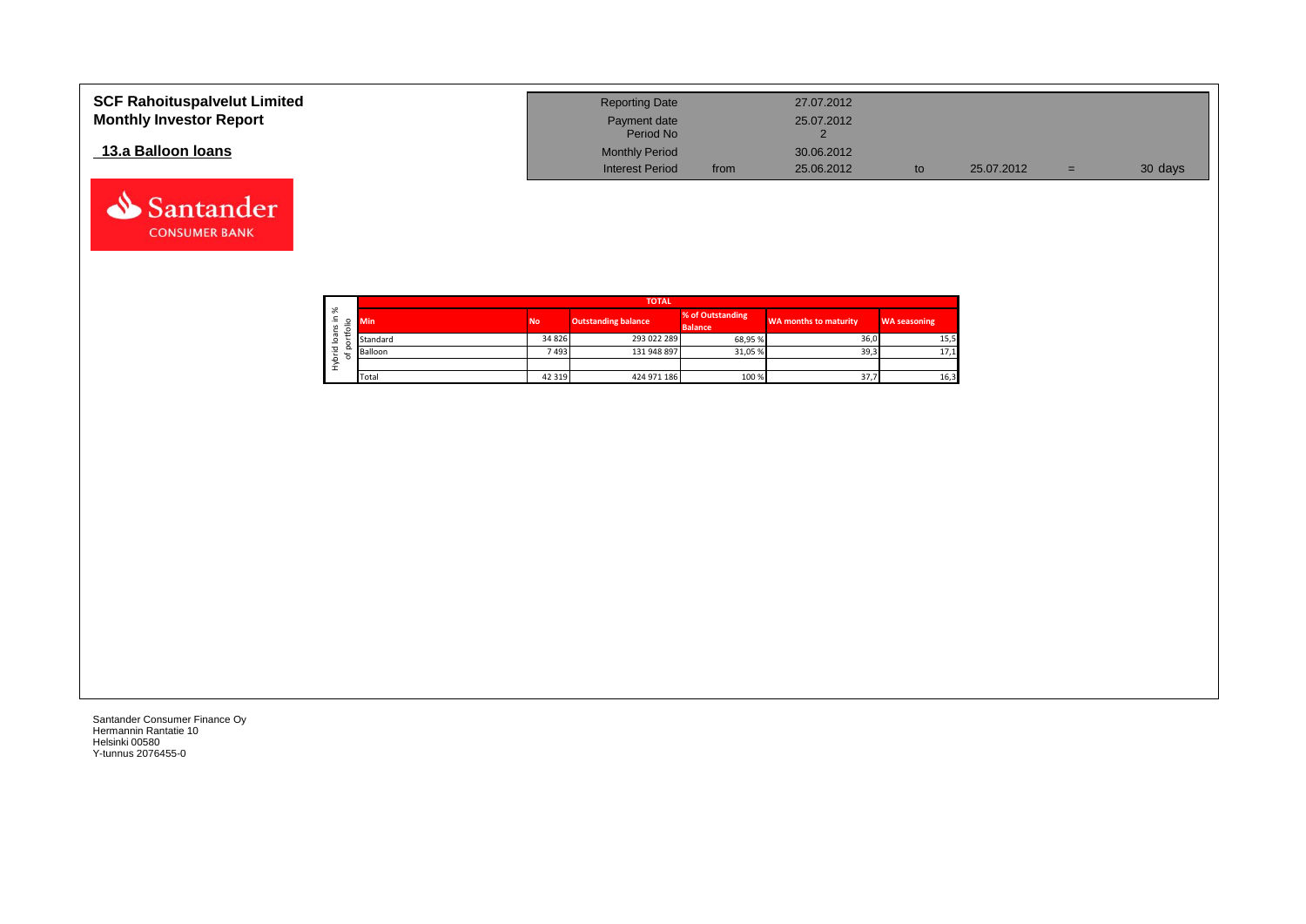**SCF Rahoituspalvelut Limited**
**Monthly Investor Report**

**13.a Balloon loans**

| Reporting Date | | 27.07.2012 | | | | |
|---|---|---|---|---|---|---|
| Payment date Period No | | 25.07.2012 2 | | | | |
| Monthly Period | | 30.06.2012 | | | | |
| Interest Period | from | 25.06.2012 | to | 25.07.2012 | = | 30 days |

| Hybrid loans in % of portfolio | TOTAL | | | | | |
|---|---|---|---|---|---|---|
| | Min | No | Outstanding balance | % of Outstanding Balance | WA months to maturity | WA seasoning |
| | Standard | 34 826 | 293 022 289 | 68,95 % | 36,0 | 15,5 |
| | Balloon | 7 493 | 131 948 897 | 31,05 % | 39,3 | 17,1 |
| | | | | | | |
| | Total | 42 319 | 424 971 186 | 100 % | 37,7 | 16,3 |

Santander Consumer Finance Oy
Hermannin Rantatie 10
Helsinki 00580
Y-tunnus 2076455-0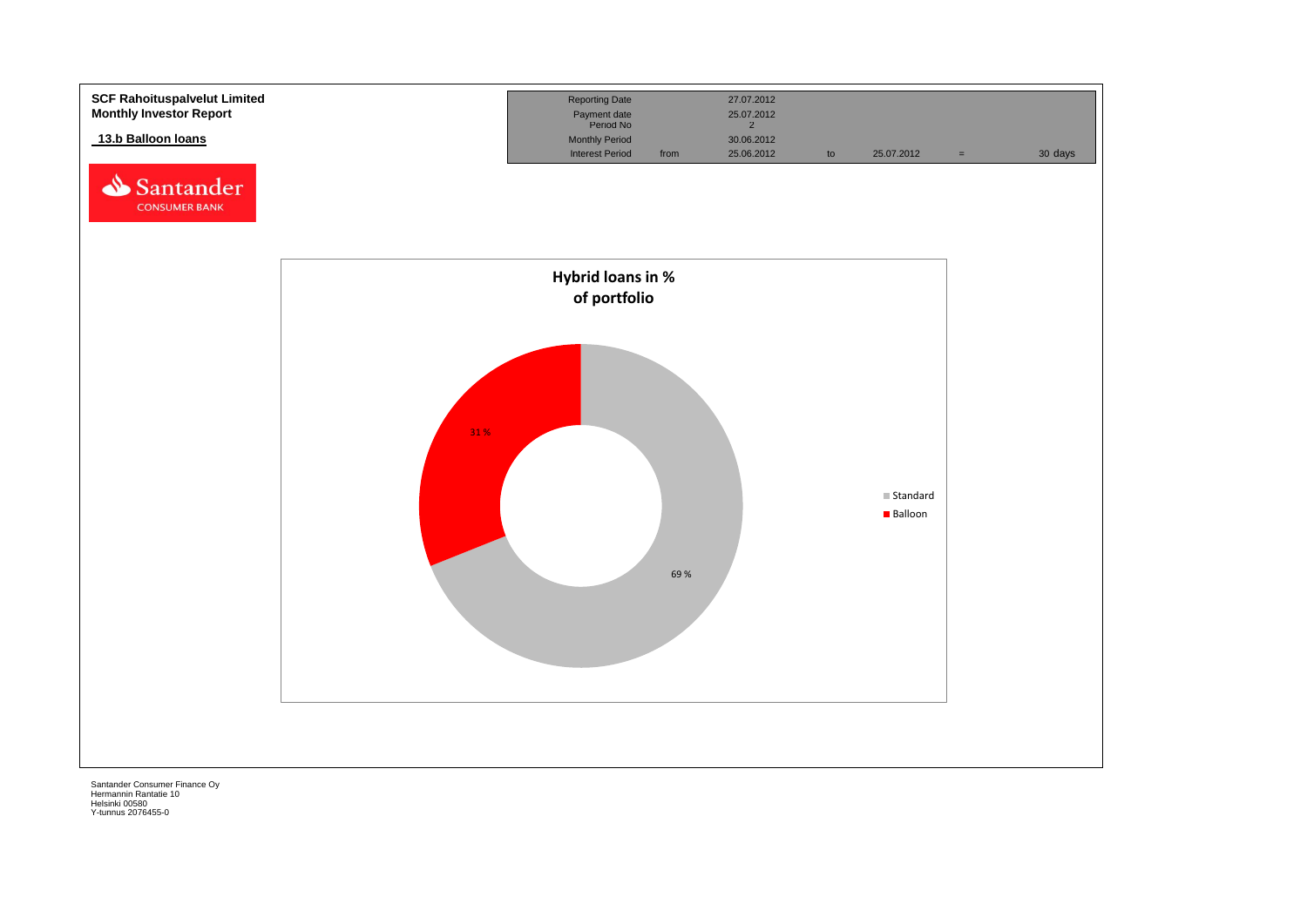**SCF Rahoituspalvelut Limited**
**Monthly Investor Report**

## 13.b Balloon loans

| Reporting Date | | 27.07.2012 | | | | |
|---|---|---|---|---|---|---|
| Payment date | | 25.07.2012 | | | | |
| Period No | | 2 | | | | |
| Monthly Period | | 30.06.2012 | | | | |
| Interest Period | from | 25.06.2012 | to | 25.07.2012 | = | 30 days |

**Hybrid loans in % of portfolio**

| Type | % |
|---|---|
| Standard | 69 % |
| Balloon | 31 % |

Santander Consumer Finance Oy
Hermannin Rantatie 10
Helsinki 00580
Y-tunnus 2076455-0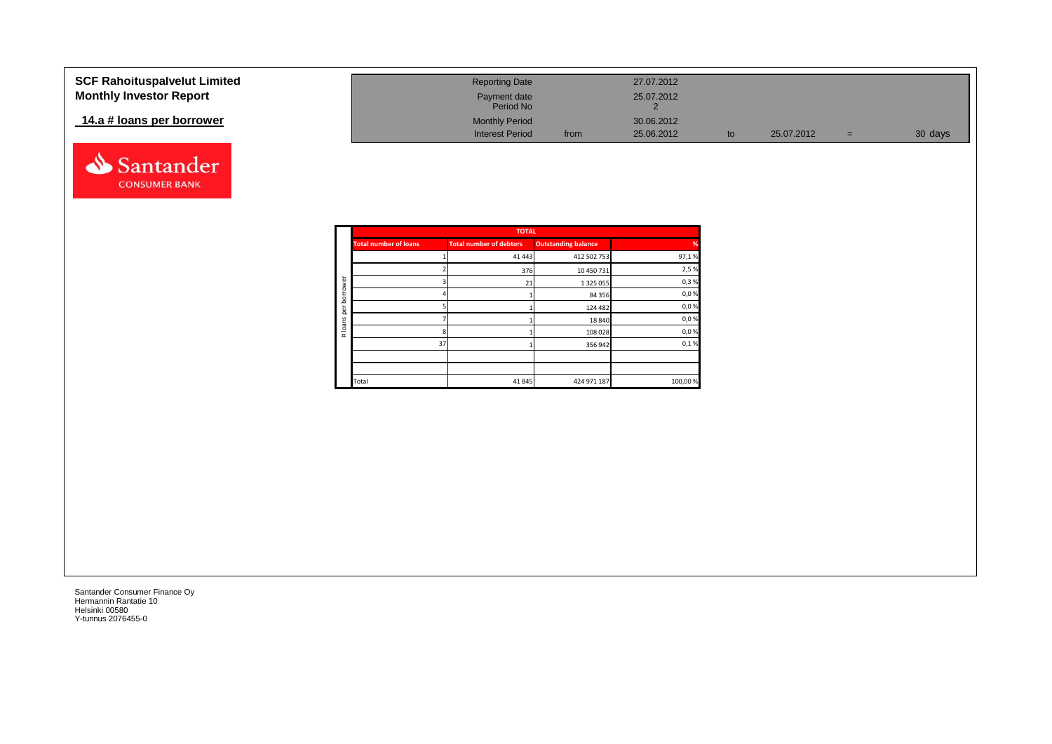# SCF Rahoituspalvelut Limited
## Monthly Investor Report

### 14.a # loans per borrower

| Reporting Date | | 27.07.2012 | | | | |
|---|---|---|---|---|---|---|
| Payment date<br>Period No | | 25.07.2012<br>2 | | | | |
| Monthly Period | | 30.06.2012 | | | | |
| Interest Period | from | 25.06.2012 | to | 25.07.2012 | = | 30 days |

| # loans per borrower | TOTAL | | | |
|---|---|---|---|---|
| | Total number of loans | Total number of debtors | Outstanding balance | % |
| | 1 | 41 443 | 412 502 753 | 97,1 % |
| | 2 | 376 | 10 450 731 | 2,5 % |
| | 3 | 21 | 1 325 055 | 0,3 % |
| | 4 | 1 | 84 356 | 0,0 % |
| | 5 | 1 | 124 482 | 0,0 % |
| | 7 | 1 | 18 840 | 0,0 % |
| | 8 | 1 | 108 028 | 0,0 % |
| | 37 | 1 | 356 942 | 0,1 % |
| | | | | |
| | | | | |
| | Total | 41 845 | 424 971 187 | 100,00 % |

Santander Consumer Finance Oy
Hermannin Rantatie 10
Helsinki 00580
Y-tunnus 2076455-0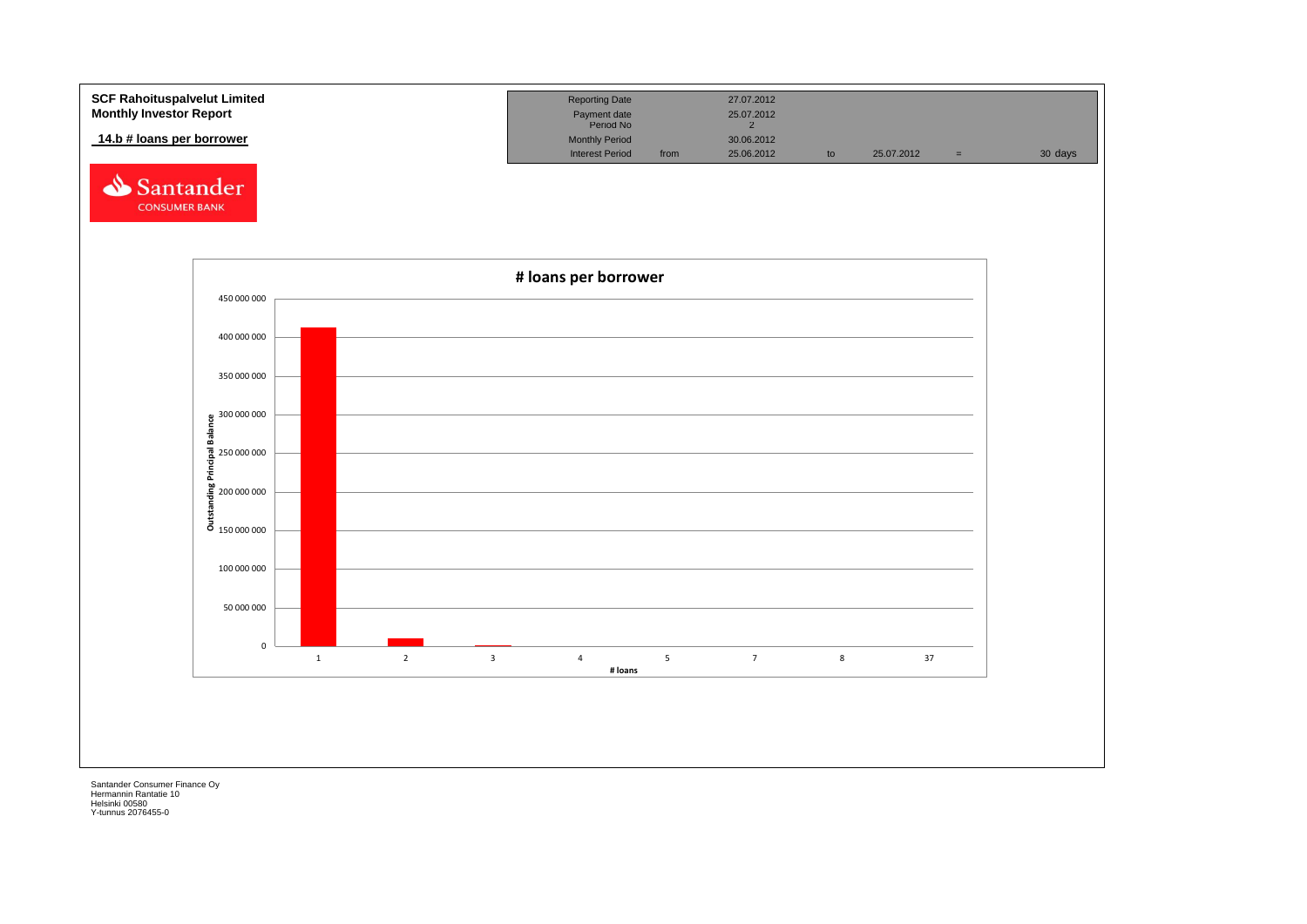**SCF Rahoituspalvelut Limited**
**Monthly Investor Report**

**14.b # loans per borrower**

| Reporting Date | | 27.07.2012 | | | | |
|---|---|---|---|---|---|---|
| Payment date | | 25.07.2012 | | | | |
| Period No | | 2 | | | | |
| Monthly Period | | 30.06.2012 | | | | |
| Interest Period | from | 25.06.2012 | to | 25.07.2012 | = | 30 days |

Santander CONSUMER BANK

**# loans per borrower**

Outstanding Principal Balance

450 000 000
400 000 000
350 000 000
300 000 000
250 000 000
200 000 000
150 000 000
100 000 000
50 000 000
0

1 2 3 4 5 7 8 37

# loans

Santander Consumer Finance Oy
Hermannin Rantatie 10
Helsinki 00580
Y-tunnus 2076455-0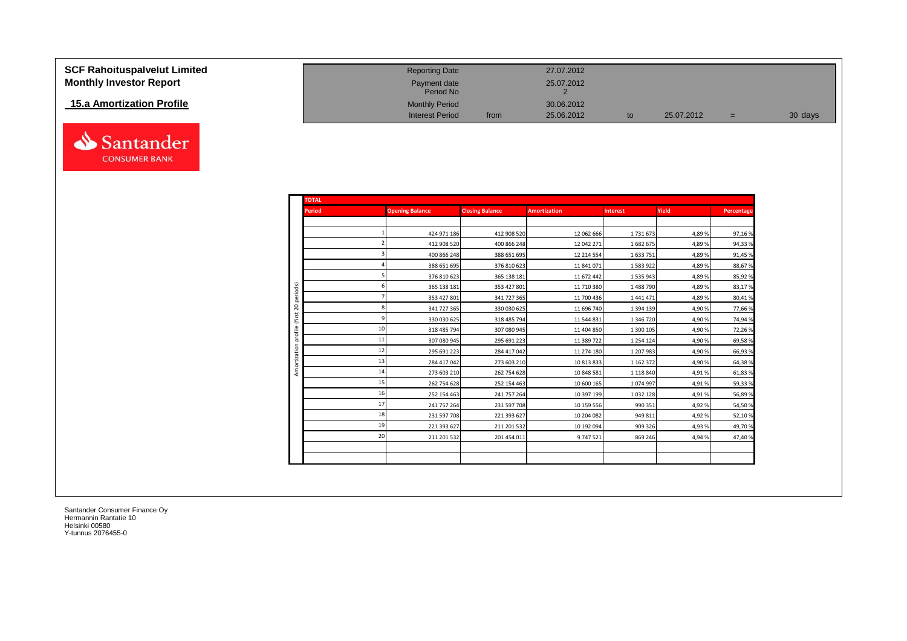# SCF Rahoituspalvelut Limited
## Monthly Investor Report

### 15.a Amortization Profile

| | | | | | | |
|---|---|---|---|---|---|---|
| Reporting Date | | 27.07.2012 | | | | |
| Payment date | | 25.07.2012 | | | | |
| Period No | | 2 | | | | |
| Monthly Period | | 30.06.2012 | | | | |
| Interest Period | from | 25.06.2012 | to | 25.07.2012 | = | 30 days |

**TOTAL**

Amortization profile (first 20 periods)

| Period | Opening Balance | Closing Balance | Amortization | Interest | Yield | Percentage |
|---|---|---|---|---|---|---|
| 1 | 424 971 186 | 412 908 520 | 12 062 666 | 1 731 673 | 4,89 % | 97,16 % |
| 2 | 412 908 520 | 400 866 248 | 12 042 271 | 1 682 675 | 4,89 % | 94,33 % |
| 3 | 400 866 248 | 388 651 695 | 12 214 554 | 1 633 751 | 4,89 % | 91,45 % |
| 4 | 388 651 695 | 376 810 623 | 11 841 071 | 1 583 922 | 4,89 % | 88,67 % |
| 5 | 376 810 623 | 365 138 181 | 11 672 442 | 1 535 943 | 4,89 % | 85,92 % |
| 6 | 365 138 181 | 353 427 801 | 11 710 380 | 1 488 790 | 4,89 % | 83,17 % |
| 7 | 353 427 801 | 341 727 365 | 11 700 436 | 1 441 471 | 4,89 % | 80,41 % |
| 8 | 341 727 365 | 330 030 625 | 11 696 740 | 1 394 139 | 4,90 % | 77,66 % |
| 9 | 330 030 625 | 318 485 794 | 11 544 831 | 1 346 720 | 4,90 % | 74,94 % |
| 10 | 318 485 794 | 307 080 945 | 11 404 850 | 1 300 105 | 4,90 % | 72,26 % |
| 11 | 307 080 945 | 295 691 223 | 11 389 722 | 1 254 124 | 4,90 % | 69,58 % |
| 12 | 295 691 223 | 284 417 042 | 11 274 180 | 1 207 983 | 4,90 % | 66,93 % |
| 13 | 284 417 042 | 273 603 210 | 10 813 833 | 1 162 372 | 4,90 % | 64,38 % |
| 14 | 273 603 210 | 262 754 628 | 10 848 581 | 1 118 840 | 4,91 % | 61,83 % |
| 15 | 262 754 628 | 252 154 463 | 10 600 165 | 1 074 997 | 4,91 % | 59,33 % |
| 16 | 252 154 463 | 241 757 264 | 10 397 199 | 1 032 128 | 4,91 % | 56,89 % |
| 17 | 241 757 264 | 231 597 708 | 10 159 556 | 990 351 | 4,92 % | 54,50 % |
| 18 | 231 597 708 | 221 393 627 | 10 204 082 | 949 811 | 4,92 % | 52,10 % |
| 19 | 221 393 627 | 211 201 532 | 10 192 094 | 909 326 | 4,93 % | 49,70 % |
| 20 | 211 201 532 | 201 454 011 | 9 747 521 | 869 246 | 4,94 % | 47,40 % |

Santander Consumer Finance Oy
Hermannin Rantatie 10
Helsinki 00580
Y-tunnus 2076455-0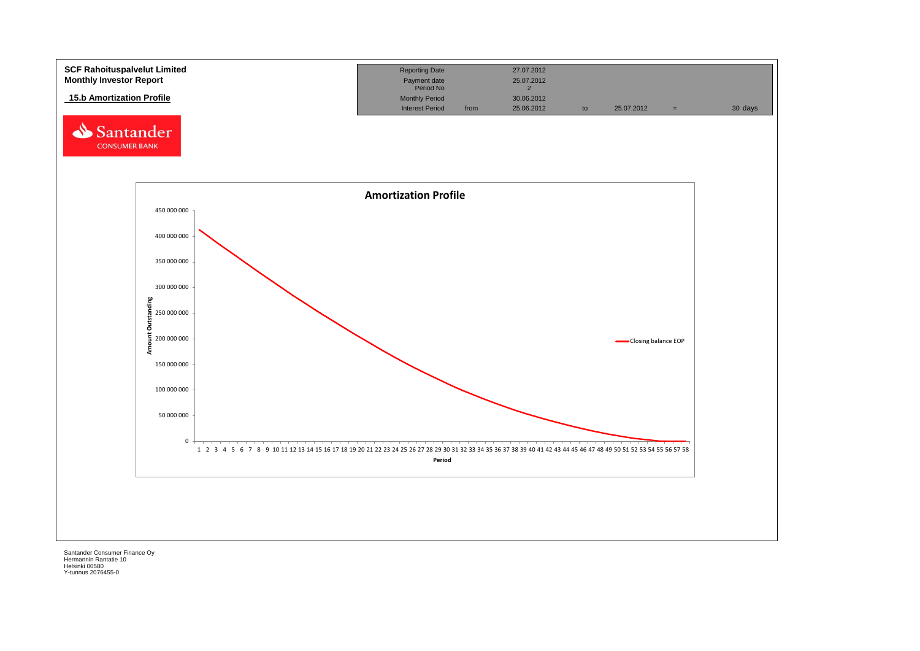**SCF Rahoituspalvelut Limited**
**Monthly Investor Report**

**15.b Amortization Profile**

| Reporting Date | | 27.07.2012 | | | | |
|---|---|---|---|---|---|---|
| Payment date | | 25.07.2012 | | | | |
| Period No | | 2 | | | | |
| Monthly Period | | 30.06.2012 | | | | |
| Interest Period | from | 25.06.2012 | to | 25.07.2012 | = | 30 days |

**Amortization Profile**

Amount Outstanding: 450 000 000, 400 000 000, 350 000 000, 300 000 000, 250 000 000, 200 000 000, 150 000 000, 100 000 000, 50 000 000, 0

Period: 1 2 3 4 5 6 7 8 9 10 11 12 13 14 15 16 17 18 19 20 21 22 23 24 25 26 27 28 29 30 31 32 33 34 35 36 37 38 39 40 41 42 43 44 45 46 47 48 49 50 51 52 53 54 55 56 57 58

Closing balance EOP

Santander Consumer Finance Oy
Hermannin Rantatie 10
Helsinki 00580
Y-tunnus 2076455-0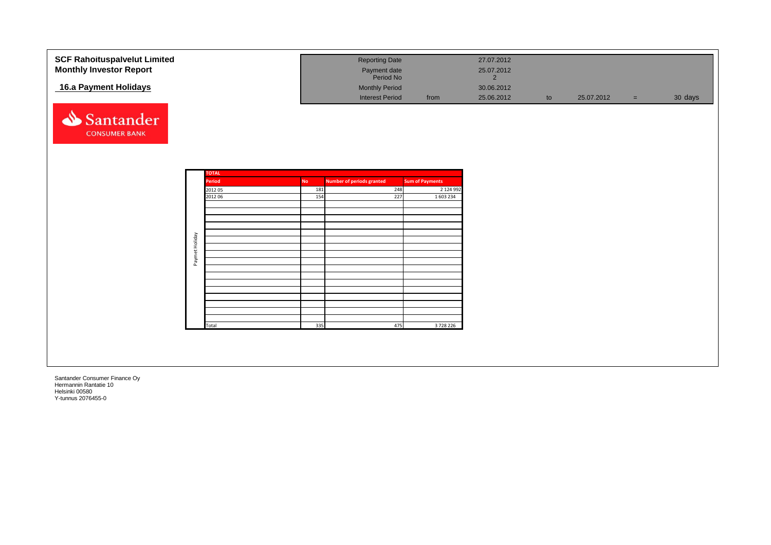# SCF Rahoituspalvelut Limited

## Monthly Investor Report

### 16.a Payment Holidays

| Reporting Date | | 27.07.2012 | | | | |
|---|---|---|---|---|---|---|
| Payment date | | 25.07.2012 | | | | |
| Period No | | 2 | | | | |
| Monthly Period | | 30.06.2012 | | | | |
| Interest Period | from | 25.06.2012 | to | 25.07.2012 | = | 30 days |

**TOTAL** (Paymet Holiday)

| Period | No | Number of periods granted | Sum of Payments |
|---|---|---|---|
| 2012 05 | 181 | 248 | 2 124 992 |
| 2012 06 | 154 | 227 | 1 603 234 |
| Total | 335 | 475 | 3 728 226 |

Santander Consumer Finance Oy
Hermannin Rantatie 10
Helsinki 00580
Y-tunnus 2076455-0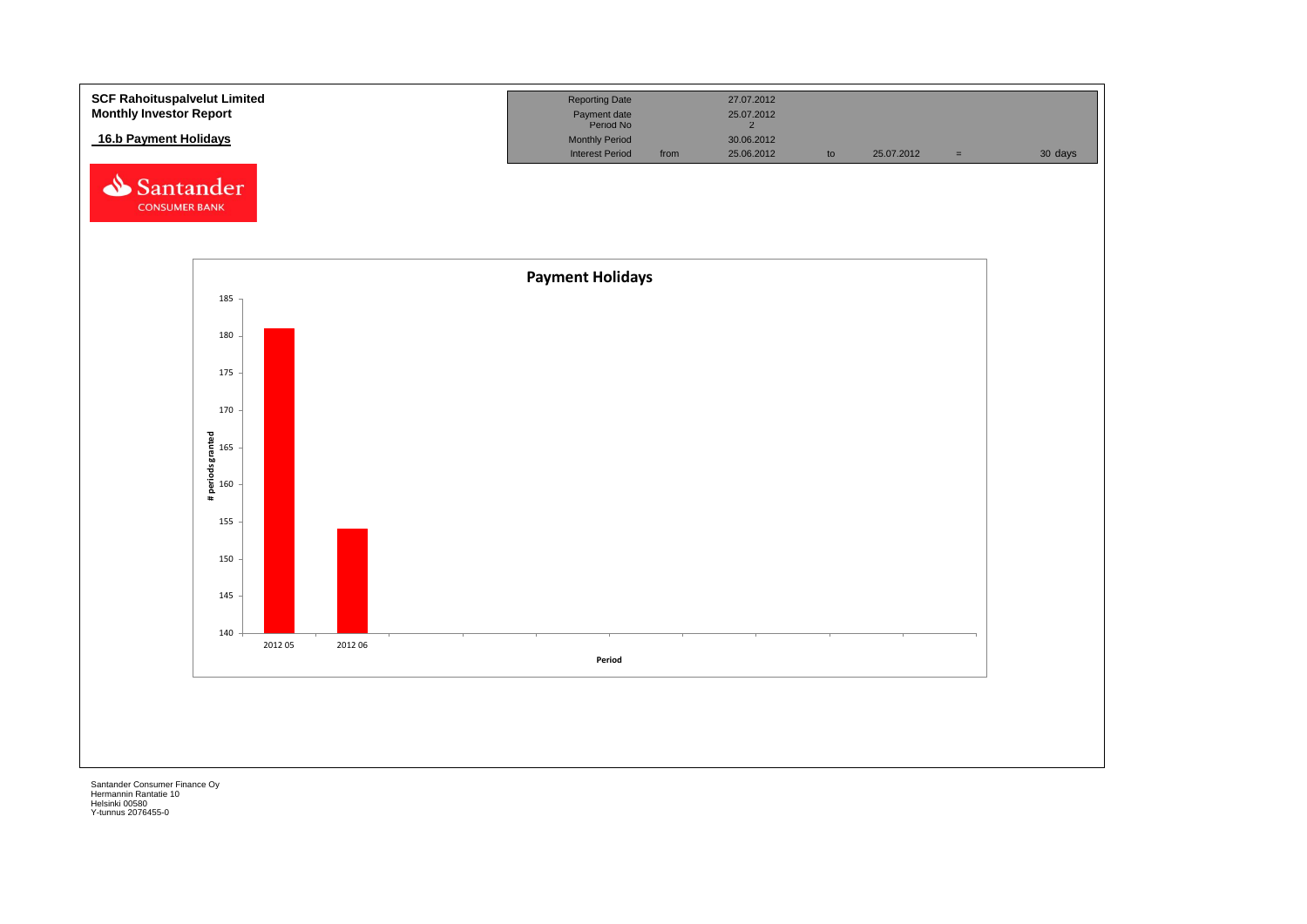**SCF Rahoituspalvelut Limited**
**Monthly Investor Report**

## 16.b Payment Holidays

| Reporting Date | | 27.07.2012 | | | | |
|---|---|---|---|---|---|---|
| Payment date | | 25.07.2012 | | | | |
| Period No | | 2 | | | | |
| Monthly Period | | 30.06.2012 | | | | |
| Interest Period | from | 25.06.2012 | to | 25.07.2012 | = | 30 days |

Santander CONSUMER BANK

**Payment Holidays**

| Period | # periods granted |
|---|---|
| 2012 05 | 181 |
| 2012 06 | 154 |

Santander Consumer Finance Oy
Hermannin Rantatie 10
Helsinki 00580
Y-tunnus 2076455-0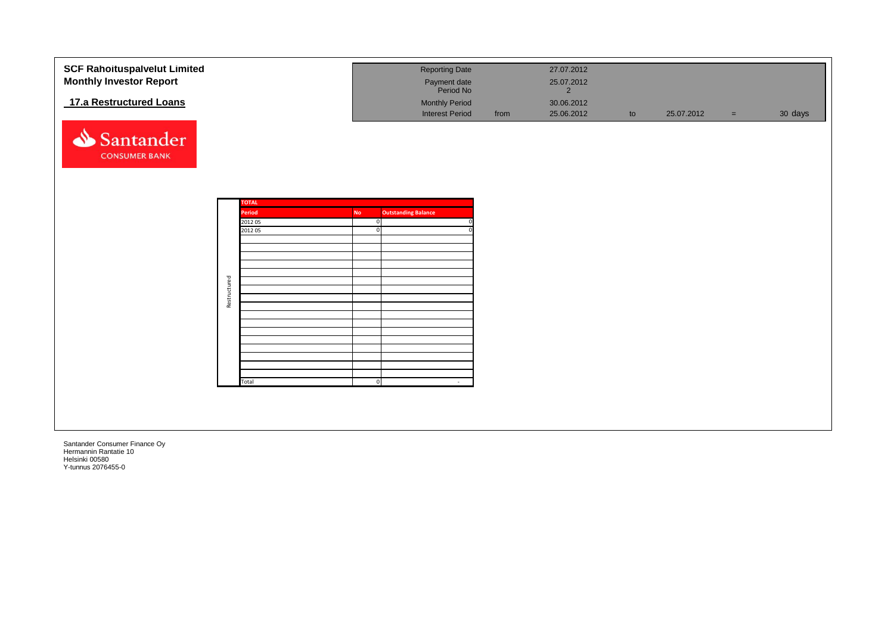**SCF Rahoituspalvelut Limited**
**Monthly Investor Report**

## 17.a Restructured Loans

| | | | | | | | |
|---|---|---|---|---|---|---|---|
| Reporting Date | | 27.07.2012 | | | | |
| Payment date / Period No | | 25.07.2012 / 2 | | | | |
| Monthly Period | | 30.06.2012 | | | | |
| Interest Period | from | 25.06.2012 | to | 25.07.2012 | = | 30 days |

| | TOTAL | | |
|---|---|---|---|
| | **Period** | **No** | **Outstanding Balance** |
| Restructured | 2012 05 | 0 | 0 |
| | 2012 05 | 0 | 0 |
| | | | |
| | | | |
| | | | |
| | | | |
| | | | |
| | | | |
| | | | |
| | | | |
| | | | |
| | | | |
| | | | |
| | | | |
| | | | |
| | | | |
| | | | |
| | | | |
| | | | |
| | Total | 0 | - |

Santander Consumer Finance Oy
Hermannin Rantatie 10
Helsinki 00580
Y-tunnus 2076455-0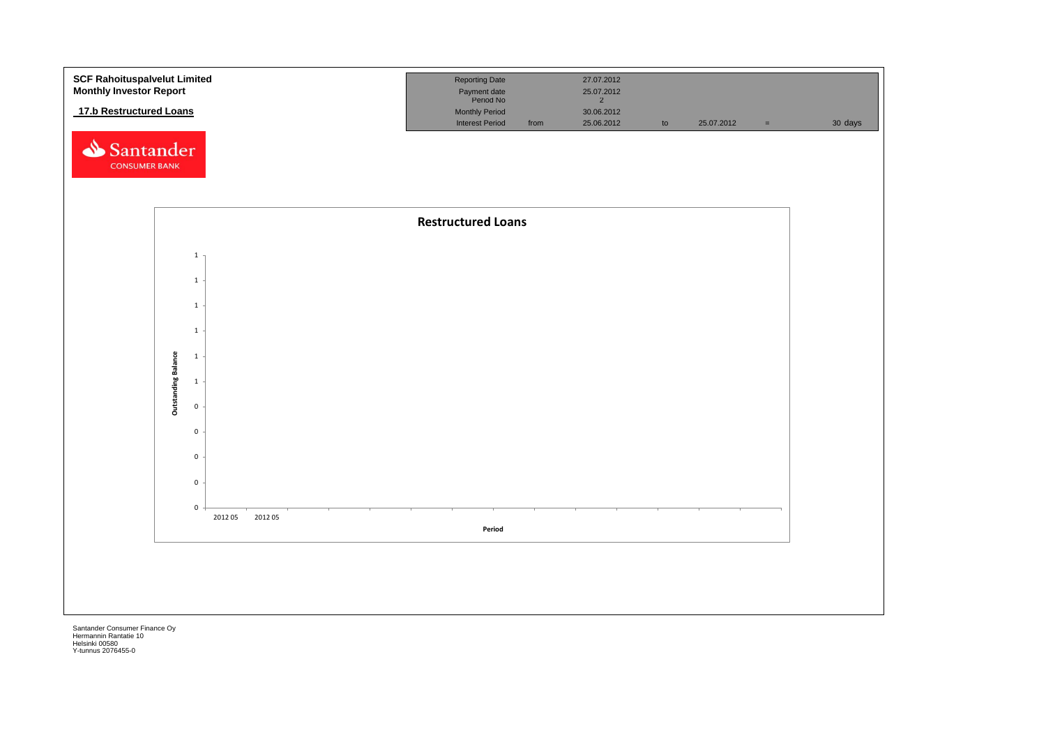**SCF Rahoituspalvelut Limited**
**Monthly Investor Report**

**17.b Restructured Loans**

| Reporting Date | | 27.07.2012 | | | | |
|---|---|---|---|---|---|---|
| Payment date | | 25.07.2012 | | | | |
| Period No | | 2 | | | | |
| Monthly Period | | 30.06.2012 | | | | |
| Interest Period | from | 25.06.2012 | to | 25.07.2012 | = | 30 days |

**Restructured Loans**

Outstanding Balance: 1, 1, 1, 1, 1, 1, 0, 0, 0, 0, 0

Period: 2012 05, 2012 05

Santander Consumer Finance Oy
Hermannin Rantatie 10
Helsinki 00580
Y-tunnus 2076455-0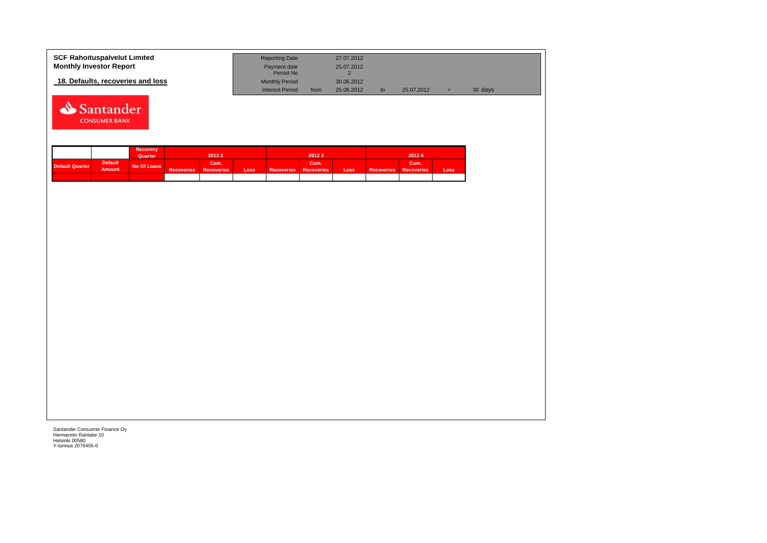**SCF Rahoituspalvelut Limited**
**Monthly Investor Report**

**18. Defaults, recoveries and loss**

| | | | | | | |
|---|---|---|---|---|---|---|
| Reporting Date | | 27.07.2012 | | | | |
| Payment date | | 25.07.2012 | | | | |
| Period No | | 2 | | | | |
| Monthly Period | | 30.06.2012 | | | | |
| Interest Period | from | 25.06.2012 | to | 25.07.2012 | = | 30 days |

Santander CONSUMER BANK

| | | Recovery Quarter | 2012 2 | | | 2012 3 | | | 2012 4 | | |
|---|---|---|---|---|---|---|---|---|---|---|---|
| Default Quarter | Default Amount | No Of Loans | Recoveries | Cum. Recoveries | Loss | Recoveries | Cum. Recoveries | Loss | Recoveries | Cum. Recoveries | Loss |
| | | | | | | | | | | | |

Santander Consumer Finance Oy
Hermannin Rantatie 10
Helsinki 00580
Y-tunnus 2076455-0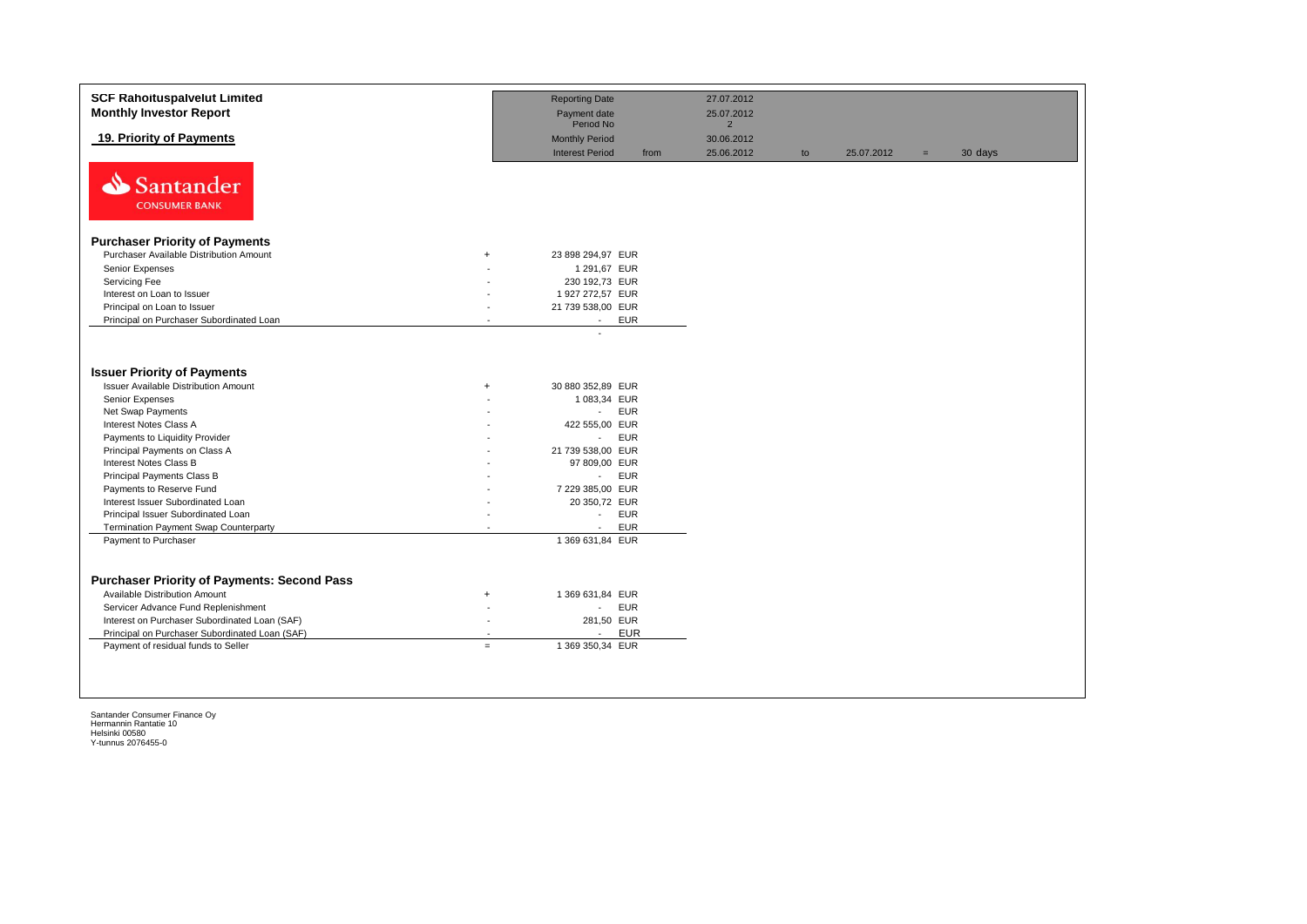**SCF Rahoituspalvelut Limited**
**Monthly Investor Report**

**19. Priority of Payments**

| | | | | | | |
|---|---|---|---|---|---|---|
| Reporting Date | | 27.07.2012 | | | | |
| Payment date | | 25.07.2012 | | | | |
| Period No | | 2 | | | | |
| Monthly Period | | 30.06.2012 | | | | |
| Interest Period | from | 25.06.2012 | to | 25.07.2012 | = | 30 days |

Santander CONSUMER BANK

### Purchaser Priority of Payments

| | | | |
|---|---|---|---|
| Purchaser Available Distribution Amount | + | 23 898 294,97 | EUR |
| Senior Expenses | - | 1 291,67 | EUR |
| Servicing Fee | - | 230 192,73 | EUR |
| Interest on Loan to Issuer | - | 1 927 272,57 | EUR |
| Principal on Loan to Issuer | - | 21 739 538,00 | EUR |
| Principal on Purchaser Subordinated Loan | - | - | EUR |
| | | - | |

### Issuer Priority of Payments

| | | | |
|---|---|---|---|
| Issuer Available Distribution Amount | + | 30 880 352,89 | EUR |
| Senior Expenses | - | 1 083,34 | EUR |
| Net Swap Payments | - | - | EUR |
| Interest Notes Class A | - | 422 555,00 | EUR |
| Payments to Liquidity Provider | - | - | EUR |
| Principal Payments on Class A | - | 21 739 538,00 | EUR |
| Interest Notes Class B | - | 97 809,00 | EUR |
| Principal Payments Class B | - | - | EUR |
| Payments to Reserve Fund | - | 7 229 385,00 | EUR |
| Interest Issuer Subordinated Loan | - | 20 350,72 | EUR |
| Principal Issuer Subordinated Loan | - | - | EUR |
| Termination Payment Swap Counterparty | - | - | EUR |
| Payment to Purchaser | | 1 369 631,84 | EUR |

### Purchaser Priority of Payments: Second Pass

| | | | |
|---|---|---|---|
| Available Distribution Amount | + | 1 369 631,84 | EUR |
| Servicer Advance Fund Replenishment | - | - | EUR |
| Interest on Purchaser Subordinated Loan (SAF) | - | 281,50 | EUR |
| Principal on Purchaser Subordinated Loan (SAF) | - | - | EUR |
| Payment of residual funds to Seller | = | 1 369 350,34 | EUR |

Santander Consumer Finance Oy
Hermannin Rantatie 10
Helsinki 00580
Y-tunnus 2076455-0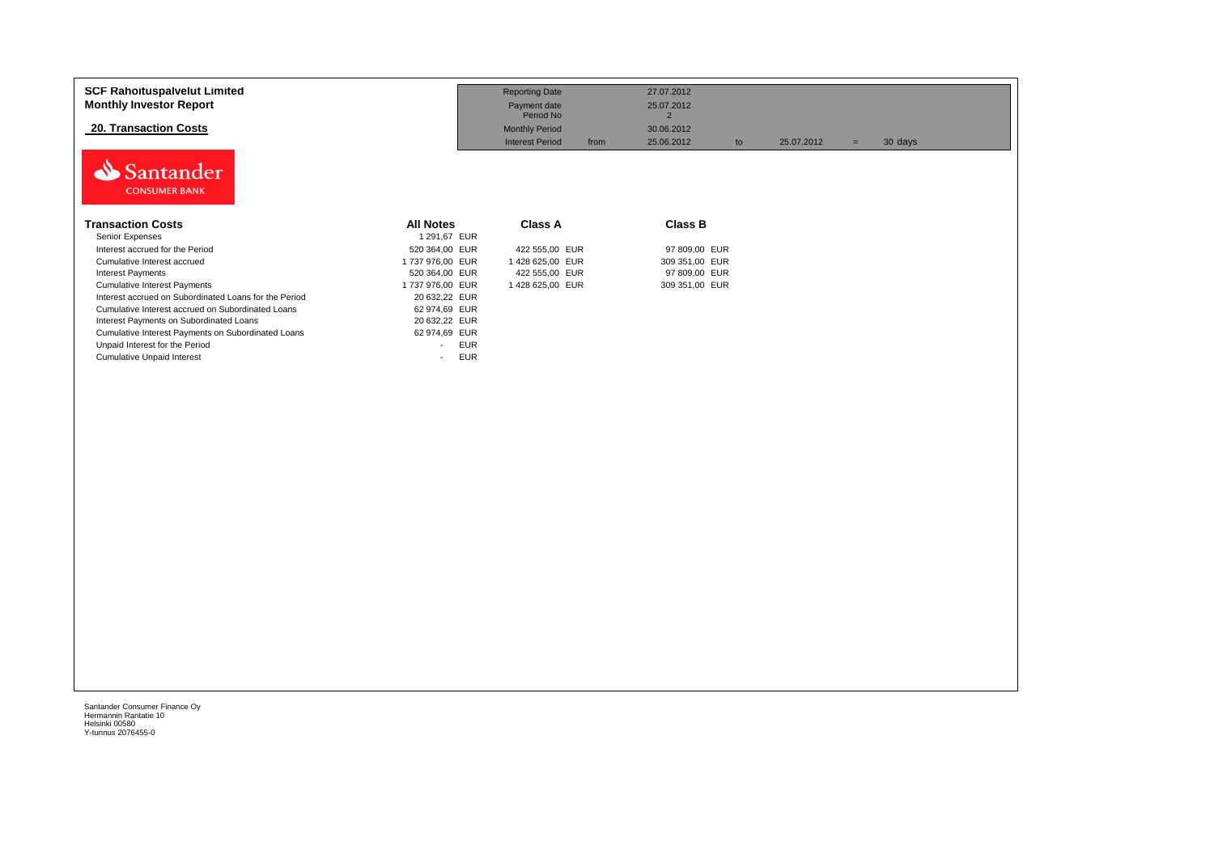**SCF Rahoituspalvelut Limited**
**Monthly Investor Report**

## 20. Transaction Costs

| | | | | | | | |
|---|---|---|---|---|---|---|---|
| Reporting Date | | 27.07.2012 | | | | | |
| Payment date | | 25.07.2012 | | | | | |
| Period No | | 2 | | | | | |
| Monthly Period | | 30.06.2012 | | | | | |
| Interest Period | from | 25.06.2012 | to | 25.07.2012 | = | 30 days | |

Santander CONSUMER BANK

| Transaction Costs | All Notes | Class A | Class B |
|---|---|---|---|
| Senior Expenses | 1 291,67 EUR | | |
| Interest accrued for the Period | 520 364,00 EUR | 422 555,00 EUR | 97 809,00 EUR |
| Cumulative Interest accrued | 1 737 976,00 EUR | 1 428 625,00 EUR | 309 351,00 EUR |
| Interest Payments | 520 364,00 EUR | 422 555,00 EUR | 97 809,00 EUR |
| Cumulative Interest Payments | 1 737 976,00 EUR | 1 428 625,00 EUR | 309 351,00 EUR |
| Interest accrued on Subordinated Loans for the Period | 20 632,22 EUR | | |
| Cumulative Interest accrued on Subordinated Loans | 62 974,69 EUR | | |
| Interest Payments on Subordinated Loans | 20 632,22 EUR | | |
| Cumulative Interest Payments on Subordinated Loans | 62 974,69 EUR | | |
| Unpaid Interest for the Period | - EUR | | |
| Cumulative Unpaid Interest | - EUR | | |

Santander Consumer Finance Oy
Hermannin Rantatie 10
Helsinki 00580
Y-tunnus 2076455-0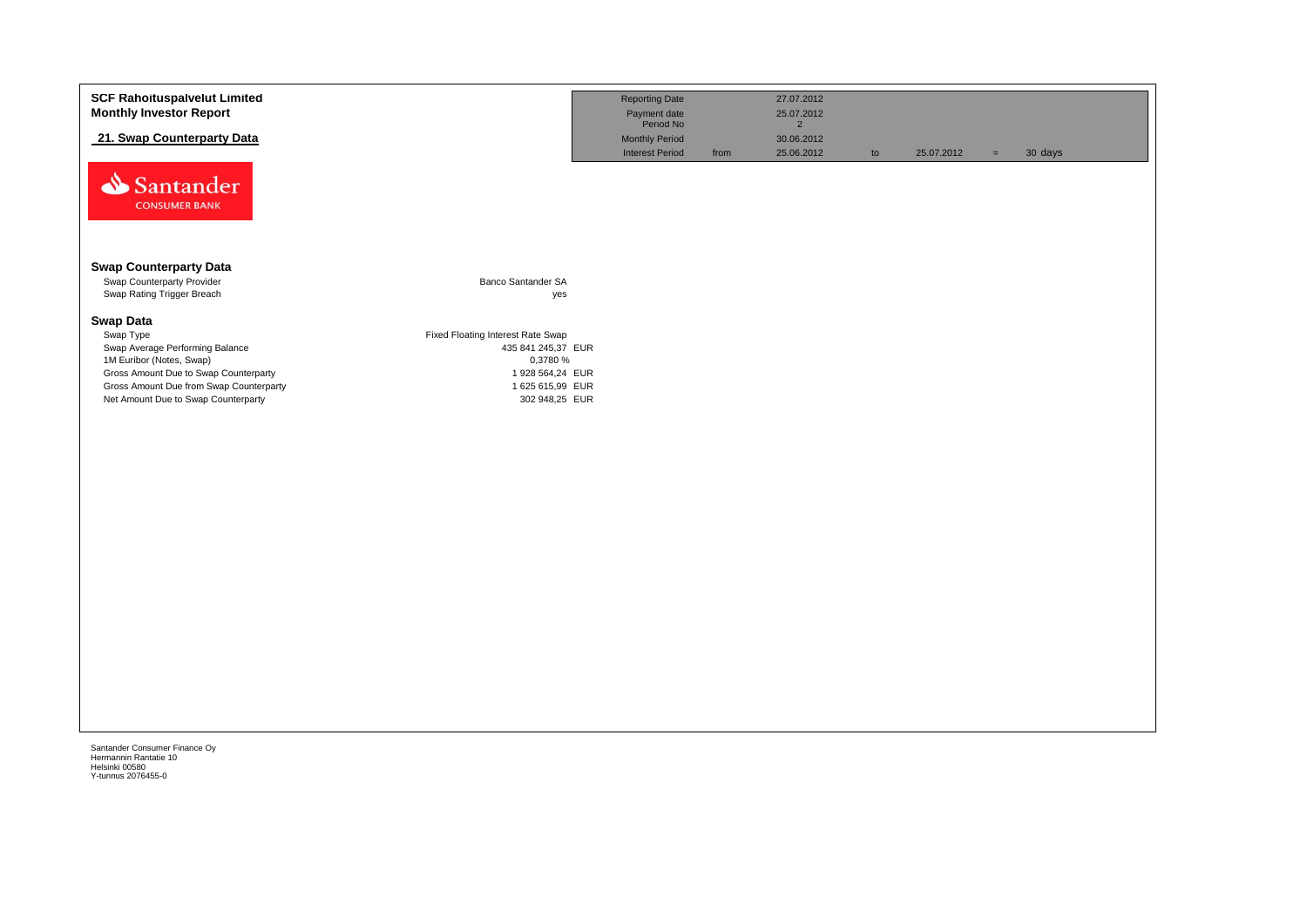**SCF Rahoituspalvelut Limited**
**Monthly Investor Report**

## 21. Swap Counterparty Data

| | | | | | | | |
|---|---|---|---|---|---|---|---|
| Reporting Date | | 27.07.2012 | | | | | |
| Payment date | | 25.07.2012 | | | | | |
| Period No | | 2 | | | | | |
| Monthly Period | | 30.06.2012 | | | | | |
| Interest Period | from | 25.06.2012 | to | 25.07.2012 | = | 30 days | |

Santander
CONSUMER BANK

### Swap Counterparty Data

| | |
|---|---|
| Swap Counterparty Provider | Banco Santander SA |
| Swap Rating Trigger Breach | yes |

### Swap Data

| | |
|---|---|
| Swap Type | Fixed Floating Interest Rate Swap |
| Swap Average Performing Balance | 435 841 245,37 EUR |
| 1M Euribor (Notes, Swap) | 0,3780 % |
| Gross Amount Due to Swap Counterparty | 1 928 564,24 EUR |
| Gross Amount Due from Swap Counterparty | 1 625 615,99 EUR |
| Net Amount Due to Swap Counterparty | 302 948,25 EUR |

Santander Consumer Finance Oy
Hermannin Rantatie 10
Helsinki 00580
Y-tunnus 2076455-0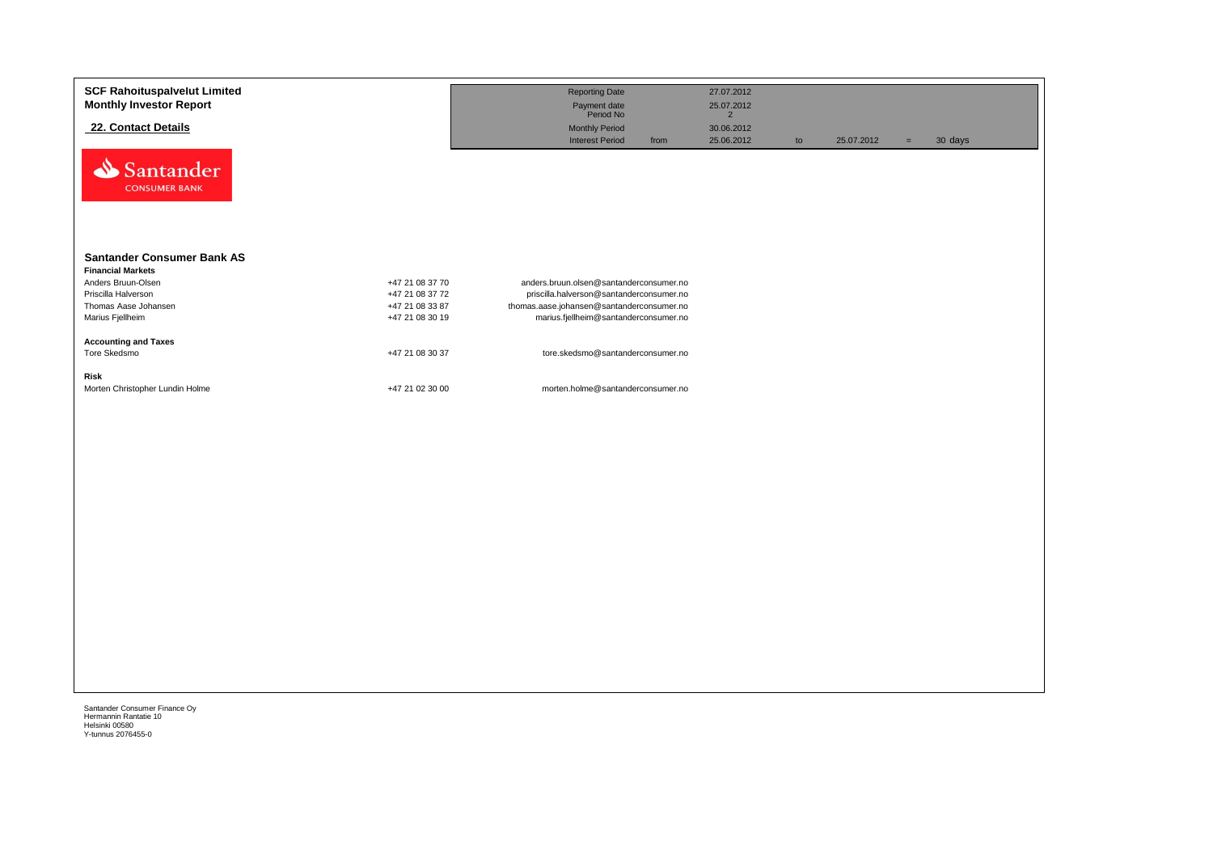**SCF Rahoituspalvelut Limited**
**Monthly Investor Report**

## 22. Contact Details

| | | | | | | |
|---|---|---|---|---|---|---|
| Reporting Date | | 27.07.2012 | | | | |
| Payment date | | 25.07.2012 | | | | |
| Period No | | 2 | | | | |
| Monthly Period | | 30.06.2012 | | | | |
| Interest Period | from | 25.06.2012 | to | 25.07.2012 | = | 30 days |

Santander CONSUMER BANK

### Santander Consumer Bank AS

**Financial Markets**

| | | |
|---|---|---|
| Anders Bruun-Olsen | +47 21 08 37 70 | anders.bruun.olsen@santanderconsumer.no |
| Priscilla Halverson | +47 21 08 37 72 | priscilla.halverson@santanderconsumer.no |
| Thomas Aase Johansen | +47 21 08 33 87 | thomas.aase.johansen@santanderconsumer.no |
| Marius Fjellheim | +47 21 08 30 19 | marius.fjellheim@santanderconsumer.no |

**Accounting and Taxes**

| | | |
|---|---|---|
| Tore Skedsmo | +47 21 08 30 37 | tore.skedsmo@santanderconsumer.no |

**Risk**

| | | |
|---|---|---|
| Morten Christopher Lundin Holme | +47 21 02 30 00 | morten.holme@santanderconsumer.no |

Santander Consumer Finance Oy
Hermannin Rantatie 10
Helsinki 00580
Y-tunnus 2076455-0